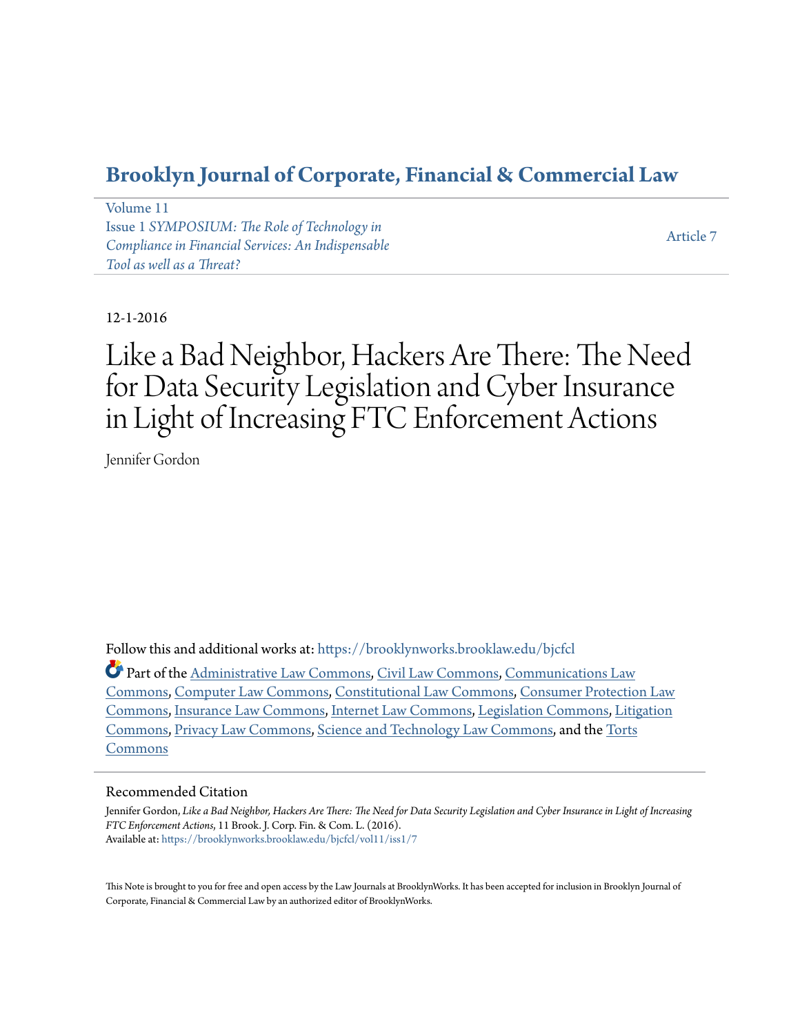# Brooklyn Journal of Corporate, Financial & Commercial Law

Volume 11
Issue 1 *SYMPOSIUM: The Role of Technology in Compliance in Financial Services: An Indispensable Tool as well as a Threat?*

Article 7

12-1-2016

# Like a Bad Neighbor, Hackers Are There: The Need for Data Security Legislation and Cyber Insurance in Light of Increasing FTC Enforcement Actions

Jennifer Gordon

Follow this and additional works at: https://brooklynworks.brooklaw.edu/bjcfcl

Part of the Administrative Law Commons, Civil Law Commons, Communications Law Commons, Computer Law Commons, Constitutional Law Commons, Consumer Protection Law Commons, Insurance Law Commons, Internet Law Commons, Legislation Commons, Litigation Commons, Privacy Law Commons, Science and Technology Law Commons, and the Torts Commons

## Recommended Citation

Jennifer Gordon, *Like a Bad Neighbor, Hackers Are There: The Need for Data Security Legislation and Cyber Insurance in Light of Increasing FTC Enforcement Actions*, 11 Brook. J. Corp. Fin. & Com. L. (2016).
Available at: https://brooklynworks.brooklaw.edu/bjcfcl/vol11/iss1/7

This Note is brought to you for free and open access by the Law Journals at BrooklynWorks. It has been accepted for inclusion in Brooklyn Journal of Corporate, Financial & Commercial Law by an authorized editor of BrooklynWorks.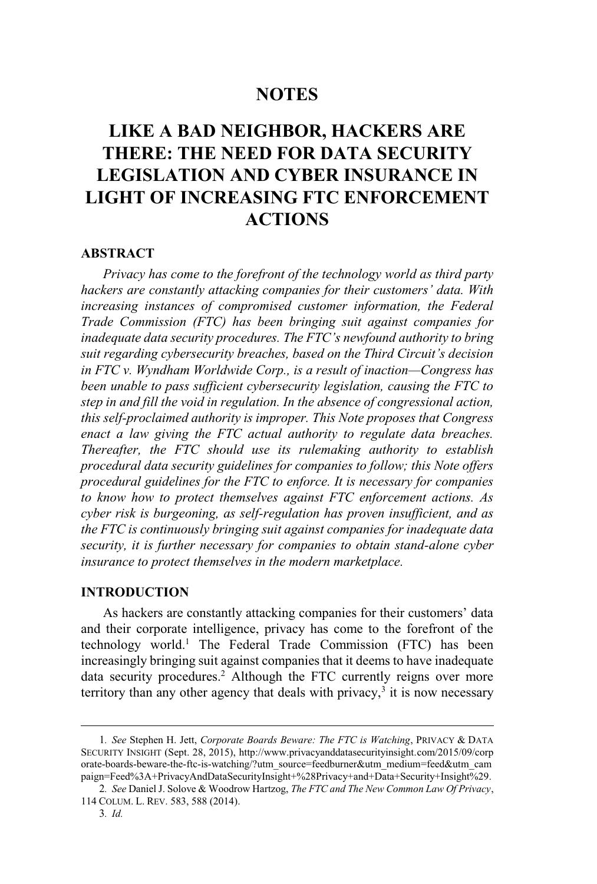# NOTES

# LIKE A BAD NEIGHBOR, HACKERS ARE THERE: THE NEED FOR DATA SECURITY LEGISLATION AND CYBER INSURANCE IN LIGHT OF INCREASING FTC ENFORCEMENT ACTIONS

### ABSTRACT

*Privacy has come to the forefront of the technology world as third party hackers are constantly attacking companies for their customers' data. With increasing instances of compromised customer information, the Federal Trade Commission (FTC) has been bringing suit against companies for inadequate data security procedures. The FTC's newfound authority to bring suit regarding cybersecurity breaches, based on the Third Circuit's decision in FTC v. Wyndham Worldwide Corp., is a result of inaction—Congress has been unable to pass sufficient cybersecurity legislation, causing the FTC to step in and fill the void in regulation. In the absence of congressional action, this self-proclaimed authority is improper. This Note proposes that Congress enact a law giving the FTC actual authority to regulate data breaches. Thereafter, the FTC should use its rulemaking authority to establish procedural data security guidelines for companies to follow; this Note offers procedural guidelines for the FTC to enforce. It is necessary for companies to know how to protect themselves against FTC enforcement actions. As cyber risk is burgeoning, as self-regulation has proven insufficient, and as the FTC is continuously bringing suit against companies for inadequate data security, it is further necessary for companies to obtain stand-alone cyber insurance to protect themselves in the modern marketplace.*

### INTRODUCTION

As hackers are constantly attacking companies for their customers' data and their corporate intelligence, privacy has come to the forefront of the technology world.[1] The Federal Trade Commission (FTC) has been increasingly bringing suit against companies that it deems to have inadequate data security procedures.[2] Although the FTC currently reigns over more territory than any other agency that deals with privacy,[3] it is now necessary

---

1. *See* Stephen H. Jett, *Corporate Boards Beware: The FTC is Watching*, PRIVACY & DATA SECURITY INSIGHT (Sept. 28, 2015), http://www.privacyanddatasecurityinsight.com/2015/09/corporate-boards-beware-the-ftc-is-watching/?utm_source=feedburner&utm_medium=feed&utm_campaign=Feed%3A+PrivacyAndDataSecurityInsight+%28Privacy+and+Data+Security+Insight%29.

2. *See* Daniel J. Solove & Woodrow Hartzog, *The FTC and The New Common Law Of Privacy*, 114 COLUM. L. REV. 583, 588 (2014).

3. *Id.*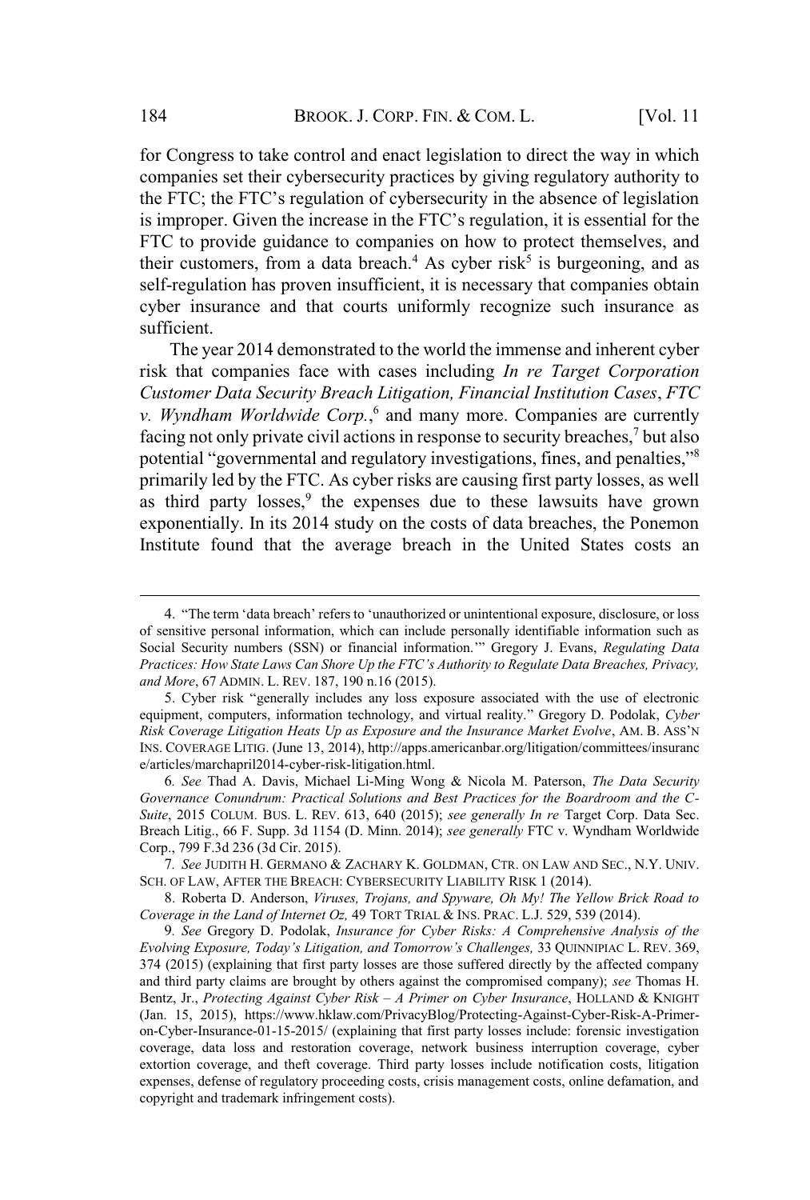for Congress to take control and enact legislation to direct the way in which companies set their cybersecurity practices by giving regulatory authority to the FTC; the FTC's regulation of cybersecurity in the absence of legislation is improper. Given the increase in the FTC's regulation, it is essential for the FTC to provide guidance to companies on how to protect themselves, and their customers, from a data breach.[4] As cyber risk[5] is burgeoning, and as self-regulation has proven insufficient, it is necessary that companies obtain cyber insurance and that courts uniformly recognize such insurance as sufficient.

The year 2014 demonstrated to the world the immense and inherent cyber risk that companies face with cases including *In re Target Corporation Customer Data Security Breach Litigation, Financial Institution Cases*, *FTC v. Wyndham Worldwide Corp.*,[6] and many more. Companies are currently facing not only private civil actions in response to security breaches,[7] but also potential "governmental and regulatory investigations, fines, and penalties,"[8] primarily led by the FTC. As cyber risks are causing first party losses, as well as third party losses,[9] the expenses due to these lawsuits have grown exponentially. In its 2014 study on the costs of data breaches, the Ponemon Institute found that the average breach in the United States costs an

---

4. "The term 'data breach' refers to 'unauthorized or unintentional exposure, disclosure, or loss of sensitive personal information, which can include personally identifiable information such as Social Security numbers (SSN) or financial information.'" Gregory J. Evans, *Regulating Data Practices: How State Laws Can Shore Up the FTC's Authority to Regulate Data Breaches, Privacy, and More*, 67 ADMIN. L. REV. 187, 190 n.16 (2015).

5. Cyber risk "generally includes any loss exposure associated with the use of electronic equipment, computers, information technology, and virtual reality." Gregory D. Podolak, *Cyber Risk Coverage Litigation Heats Up as Exposure and the Insurance Market Evolve*, AM. B. ASS'N INS. COVERAGE LITIG. (June 13, 2014), http://apps.americanbar.org/litigation/committees/insurance/articles/marchapril2014-cyber-risk-litigation.html.

6. *See* Thad A. Davis, Michael Li-Ming Wong & Nicola M. Paterson, *The Data Security Governance Conundrum: Practical Solutions and Best Practices for the Boardroom and the C-Suite*, 2015 COLUM. BUS. L. REV. 613, 640 (2015); *see generally In re* Target Corp. Data Sec. Breach Litig., 66 F. Supp. 3d 1154 (D. Minn. 2014); *see generally* FTC v. Wyndham Worldwide Corp., 799 F.3d 236 (3d Cir. 2015).

7. *See* JUDITH H. GERMANO & ZACHARY K. GOLDMAN, CTR. ON LAW AND SEC., N.Y. UNIV. SCH. OF LAW, AFTER THE BREACH: CYBERSECURITY LIABILITY RISK 1 (2014).

8. Roberta D. Anderson, *Viruses, Trojans, and Spyware, Oh My! The Yellow Brick Road to Coverage in the Land of Internet Oz,* 49 TORT TRIAL & INS. PRAC. L.J. 529, 539 (2014).

9. *See* Gregory D. Podolak, *Insurance for Cyber Risks: A Comprehensive Analysis of the Evolving Exposure, Today's Litigation, and Tomorrow's Challenges,* 33 QUINNIPIAC L. REV. 369, 374 (2015) (explaining that first party losses are those suffered directly by the affected company and third party claims are brought by others against the compromised company); *see* Thomas H. Bentz, Jr., *Protecting Against Cyber Risk – A Primer on Cyber Insurance*, HOLLAND & KNIGHT (Jan. 15, 2015), https://www.hklaw.com/PrivacyBlog/Protecting-Against-Cyber-Risk-A-Primer-on-Cyber-Insurance-01-15-2015/ (explaining that first party losses include: forensic investigation coverage, data loss and restoration coverage, network business interruption coverage, cyber extortion coverage, and theft coverage. Third party losses include notification costs, litigation expenses, defense of regulatory proceeding costs, crisis management costs, online defamation, and copyright and trademark infringement costs).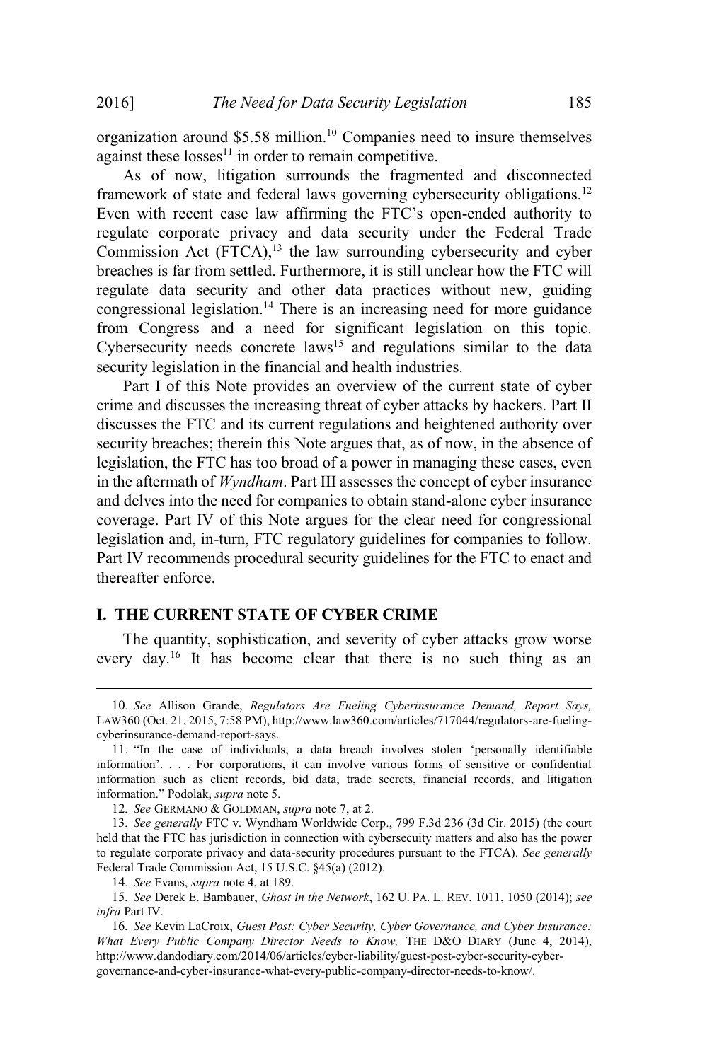organization around $5.58 million.[10] Companies need to insure themselves against these losses[11] in order to remain competitive.

As of now, litigation surrounds the fragmented and disconnected framework of state and federal laws governing cybersecurity obligations.[12] Even with recent case law affirming the FTC's open-ended authority to regulate corporate privacy and data security under the Federal Trade Commission Act (FTCA),[13] the law surrounding cybersecurity and cyber breaches is far from settled. Furthermore, it is still unclear how the FTC will regulate data security and other data practices without new, guiding congressional legislation.[14] There is an increasing need for more guidance from Congress and a need for significant legislation on this topic. Cybersecurity needs concrete laws[15] and regulations similar to the data security legislation in the financial and health industries.

Part I of this Note provides an overview of the current state of cyber crime and discusses the increasing threat of cyber attacks by hackers. Part II discusses the FTC and its current regulations and heightened authority over security breaches; therein this Note argues that, as of now, in the absence of legislation, the FTC has too broad of a power in managing these cases, even in the aftermath of *Wyndham*. Part III assesses the concept of cyber insurance and delves into the need for companies to obtain stand-alone cyber insurance coverage. Part IV of this Note argues for the clear need for congressional legislation and, in-turn, FTC regulatory guidelines for companies to follow. Part IV recommends procedural security guidelines for the FTC to enact and thereafter enforce.

## I. THE CURRENT STATE OF CYBER CRIME

The quantity, sophistication, and severity of cyber attacks grow worse every day.[16] It has become clear that there is no such thing as an

---

10. *See* Allison Grande, *Regulators Are Fueling Cyberinsurance Demand, Report Says,* LAW360 (Oct. 21, 2015, 7:58 PM), http://www.law360.com/articles/717044/regulators-are-fueling-cyberinsurance-demand-report-says.

11. "In the case of individuals, a data breach involves stolen 'personally identifiable information'. . . . For corporations, it can involve various forms of sensitive or confidential information such as client records, bid data, trade secrets, financial records, and litigation information." Podolak, *supra* note 5.

12. *See* GERMANO & GOLDMAN, *supra* note 7, at 2.

13. *See generally* FTC v. Wyndham Worldwide Corp., 799 F.3d 236 (3d Cir. 2015) (the court held that the FTC has jurisdiction in connection with cybersecuity matters and also has the power to regulate corporate privacy and data-security procedures pursuant to the FTCA). *See generally* Federal Trade Commission Act, 15 U.S.C. §45(a) (2012).

14. *See* Evans, *supra* note 4, at 189.

15. *See* Derek E. Bambauer, *Ghost in the Network*, 162 U. PA. L. REV. 1011, 1050 (2014); *see infra* Part IV.

16. *See* Kevin LaCroix, *Guest Post: Cyber Security, Cyber Governance, and Cyber Insurance: What Every Public Company Director Needs to Know,* THE D&O DIARY (June 4, 2014), http://www.dandodiary.com/2014/06/articles/cyber-liability/guest-post-cyber-security-cyber-governance-and-cyber-insurance-what-every-public-company-director-needs-to-know/.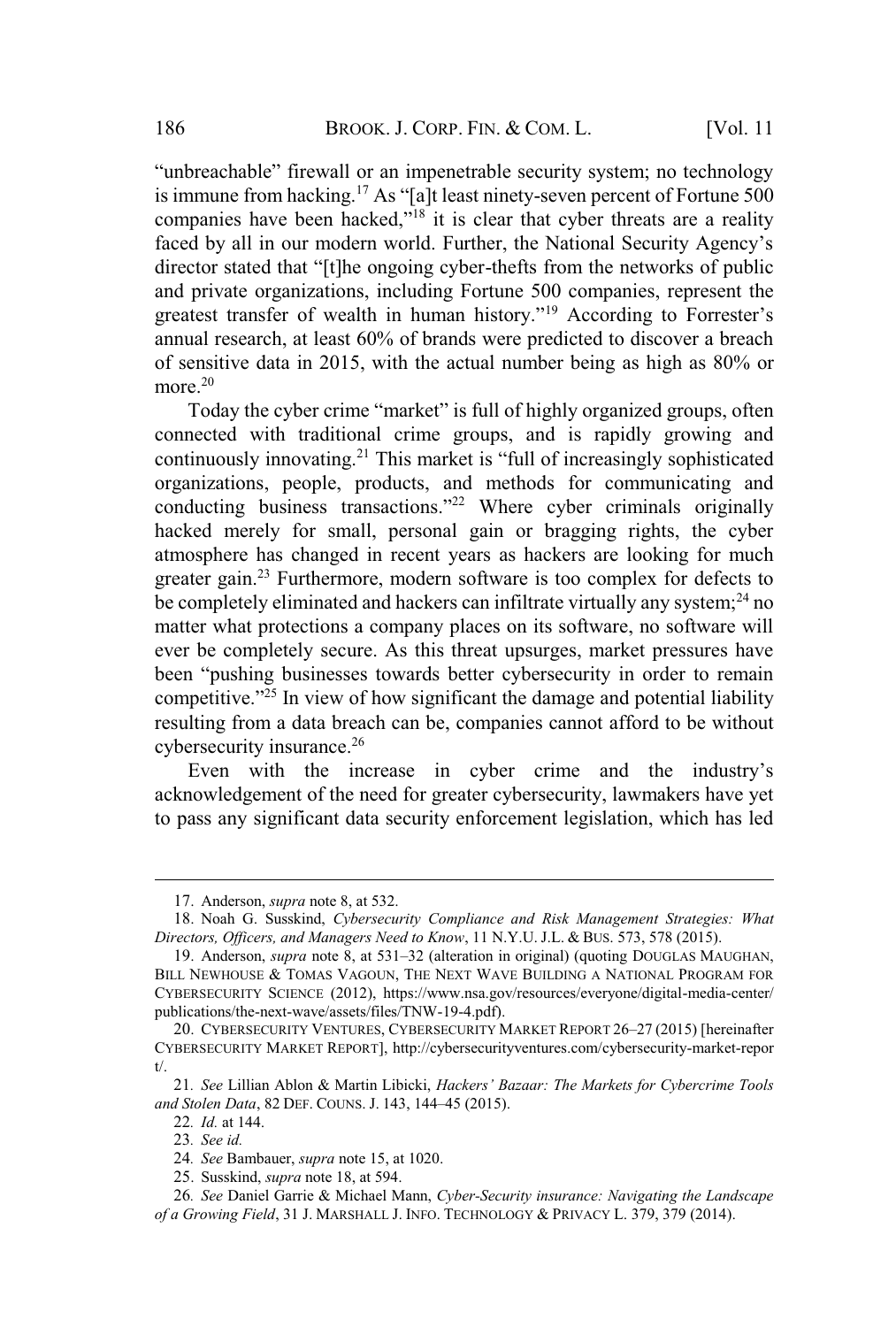"unbreachable" firewall or an impenetrable security system; no technology is immune from hacking.[17] As "[a]t least ninety-seven percent of Fortune 500 companies have been hacked,"[18] it is clear that cyber threats are a reality faced by all in our modern world. Further, the National Security Agency's director stated that "[t]he ongoing cyber-thefts from the networks of public and private organizations, including Fortune 500 companies, represent the greatest transfer of wealth in human history."[19] According to Forrester's annual research, at least 60% of brands were predicted to discover a breach of sensitive data in 2015, with the actual number being as high as 80% or more.[20]

Today the cyber crime "market" is full of highly organized groups, often connected with traditional crime groups, and is rapidly growing and continuously innovating.[21] This market is "full of increasingly sophisticated organizations, people, products, and methods for communicating and conducting business transactions."[22] Where cyber criminals originally hacked merely for small, personal gain or bragging rights, the cyber atmosphere has changed in recent years as hackers are looking for much greater gain.[23] Furthermore, modern software is too complex for defects to be completely eliminated and hackers can infiltrate virtually any system;[24] no matter what protections a company places on its software, no software will ever be completely secure. As this threat upsurges, market pressures have been "pushing businesses towards better cybersecurity in order to remain competitive."[25] In view of how significant the damage and potential liability resulting from a data breach can be, companies cannot afford to be without cybersecurity insurance.[26]

Even with the increase in cyber crime and the industry's acknowledgement of the need for greater cybersecurity, lawmakers have yet to pass any significant data security enforcement legislation, which has led

---

17. Anderson, *supra* note 8, at 532.

18. Noah G. Susskind, *Cybersecurity Compliance and Risk Management Strategies: What Directors, Officers, and Managers Need to Know*, 11 N.Y.U. J.L. & BUS. 573, 578 (2015).

19. Anderson, *supra* note 8, at 531–32 (alteration in original) (quoting DOUGLAS MAUGHAN, BILL NEWHOUSE & TOMAS VAGOUN, THE NEXT WAVE BUILDING A NATIONAL PROGRAM FOR CYBERSECURITY SCIENCE (2012), https://www.nsa.gov/resources/everyone/digital-media-center/publications/the-next-wave/assets/files/TNW-19-4.pdf).

20. CYBERSECURITY VENTURES, CYBERSECURITY MARKET REPORT 26–27 (2015) [hereinafter CYBERSECURITY MARKET REPORT], http://cybersecurityventures.com/cybersecurity-market-report/.

21. *See* Lillian Ablon & Martin Libicki, *Hackers' Bazaar: The Markets for Cybercrime Tools and Stolen Data*, 82 DEF. COUNS. J. 143, 144–45 (2015).

22. *Id.* at 144.

23. *See id.*

24. *See* Bambauer, *supra* note 15, at 1020.

25. Susskind, *supra* note 18, at 594.

26. *See* Daniel Garrie & Michael Mann, *Cyber-Security insurance: Navigating the Landscape of a Growing Field*, 31 J. MARSHALL J. INFO. TECHNOLOGY & PRIVACY L. 379, 379 (2014).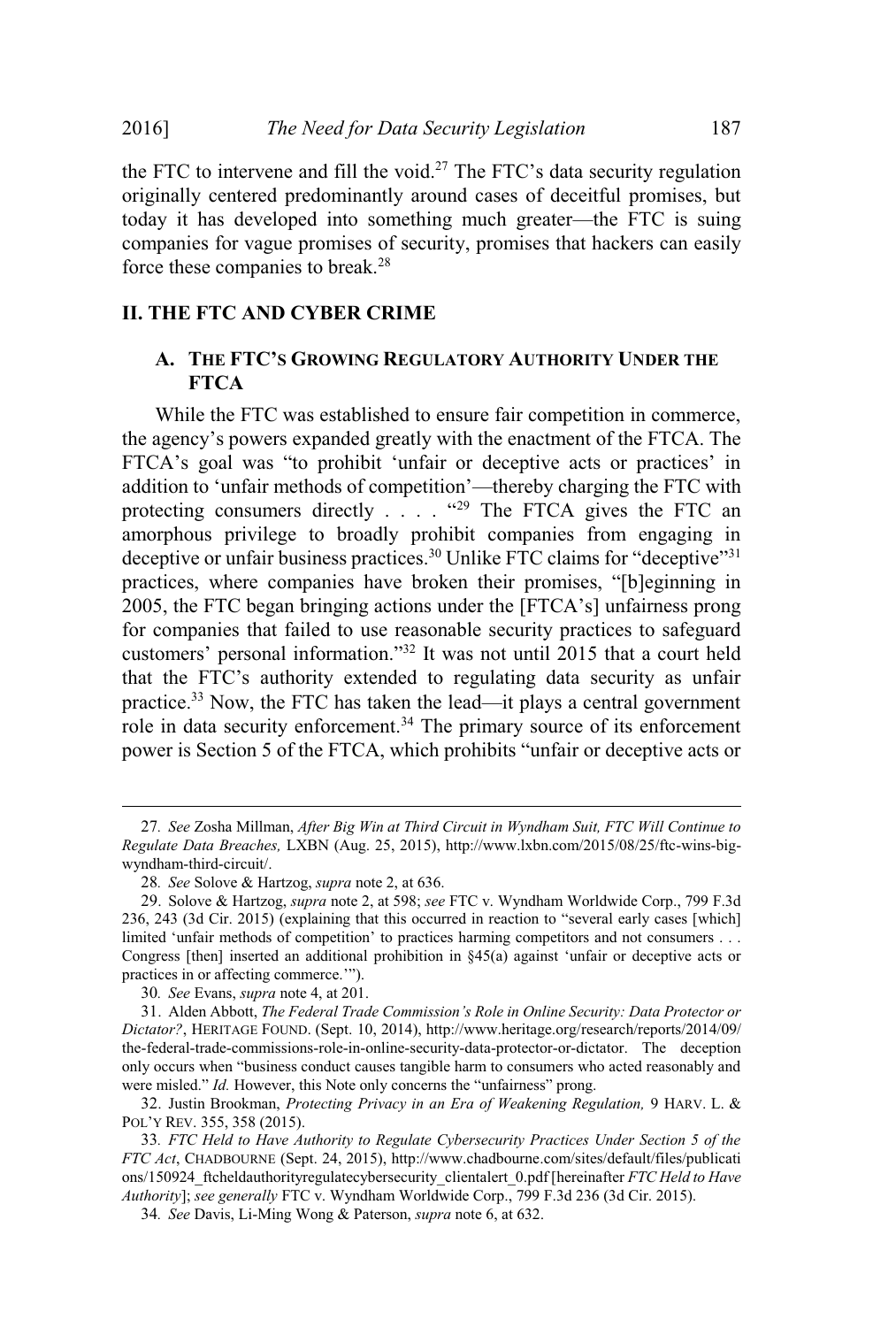the FTC to intervene and fill the void.[27] The FTC's data security regulation originally centered predominantly around cases of deceitful promises, but today it has developed into something much greater—the FTC is suing companies for vague promises of security, promises that hackers can easily force these companies to break.[28]

## II. THE FTC AND CYBER CRIME

### A. THE FTC'S GROWING REGULATORY AUTHORITY UNDER THE FTCA

While the FTC was established to ensure fair competition in commerce, the agency's powers expanded greatly with the enactment of the FTCA. The FTCA's goal was "to prohibit 'unfair or deceptive acts or practices' in addition to 'unfair methods of competition'—thereby charging the FTC with protecting consumers directly . . . . "[29] The FTCA gives the FTC an amorphous privilege to broadly prohibit companies from engaging in deceptive or unfair business practices.[30] Unlike FTC claims for "deceptive"[31] practices, where companies have broken their promises, "[b]eginning in 2005, the FTC began bringing actions under the [FTCA's] unfairness prong for companies that failed to use reasonable security practices to safeguard customers' personal information."[32] It was not until 2015 that a court held that the FTC's authority extended to regulating data security as unfair practice.[33] Now, the FTC has taken the lead—it plays a central government role in data security enforcement.[34] The primary source of its enforcement power is Section 5 of the FTCA, which prohibits "unfair or deceptive acts or

---

27. *See* Zosha Millman, *After Big Win at Third Circuit in Wyndham Suit, FTC Will Continue to Regulate Data Breaches,* LXBN (Aug. 25, 2015), http://www.lxbn.com/2015/08/25/ftc-wins-big-wyndham-third-circuit/.

28. *See* Solove & Hartzog, *supra* note 2, at 636.

29. Solove & Hartzog, *supra* note 2, at 598; *see* FTC v. Wyndham Worldwide Corp., 799 F.3d 236, 243 (3d Cir. 2015) (explaining that this occurred in reaction to "several early cases [which] limited 'unfair methods of competition' to practices harming competitors and not consumers . . . Congress [then] inserted an additional prohibition in §45(a) against 'unfair or deceptive acts or practices in or affecting commerce.'").

30. *See* Evans, *supra* note 4, at 201.

31. Alden Abbott, *The Federal Trade Commission's Role in Online Security: Data Protector or Dictator?*, HERITAGE FOUND. (Sept. 10, 2014), http://www.heritage.org/research/reports/2014/09/the-federal-trade-commissions-role-in-online-security-data-protector-or-dictator. The deception only occurs when "business conduct causes tangible harm to consumers who acted reasonably and were misled." *Id.* However, this Note only concerns the "unfairness" prong.

32. Justin Brookman, *Protecting Privacy in an Era of Weakening Regulation,* 9 HARV. L. & POL'Y REV. 355, 358 (2015).

33. *FTC Held to Have Authority to Regulate Cybersecurity Practices Under Section 5 of the FTC Act*, CHADBOURNE (Sept. 24, 2015), http://www.chadbourne.com/sites/default/files/publications/150924_ftcheldauthorityregulatecybersecurity_clientalert_0.pdf [hereinafter *FTC Held to Have Authority*]; *see generally* FTC v. Wyndham Worldwide Corp., 799 F.3d 236 (3d Cir. 2015).

34. *See* Davis, Li-Ming Wong & Paterson, *supra* note 6, at 632.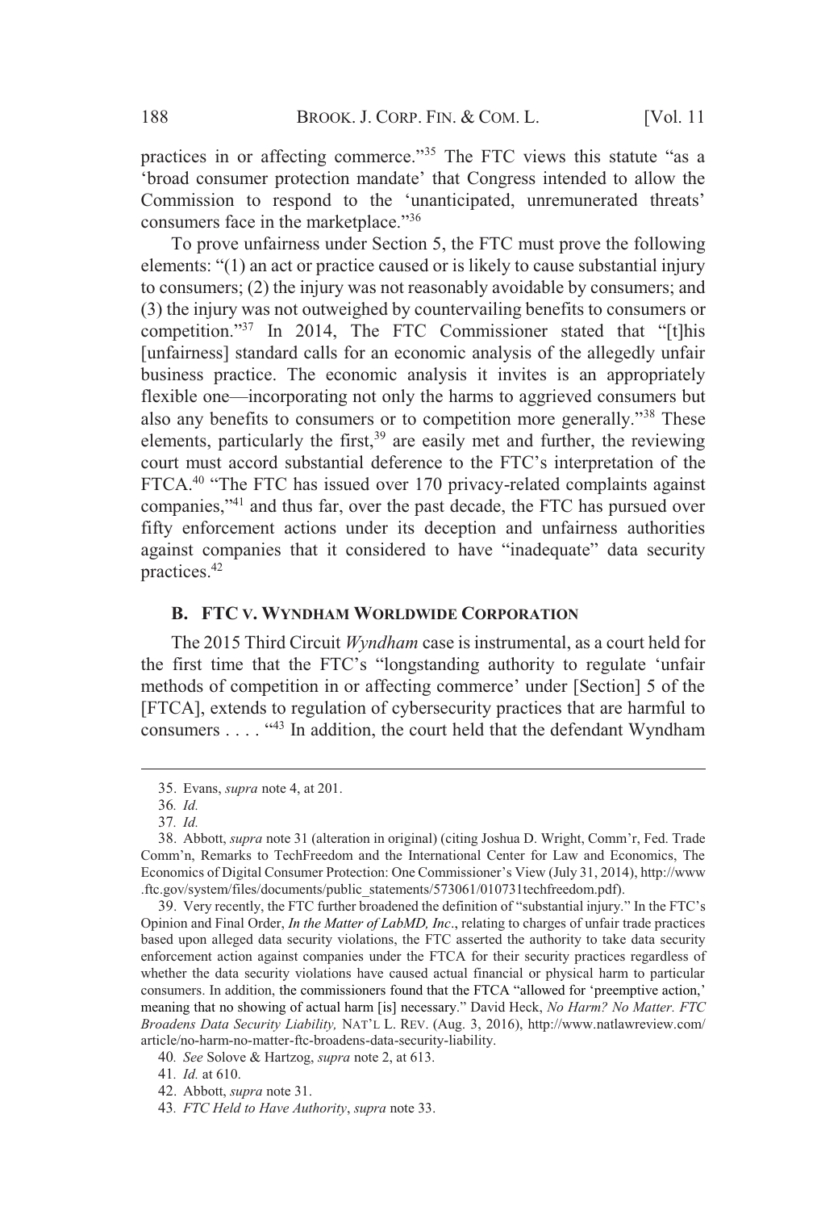practices in or affecting commerce."[35] The FTC views this statute "as a 'broad consumer protection mandate' that Congress intended to allow the Commission to respond to the 'unanticipated, unremunerated threats' consumers face in the marketplace."[36]

To prove unfairness under Section 5, the FTC must prove the following elements: "(1) an act or practice caused or is likely to cause substantial injury to consumers; (2) the injury was not reasonably avoidable by consumers; and (3) the injury was not outweighed by countervailing benefits to consumers or competition."[37] In 2014, The FTC Commissioner stated that "[t]his [unfairness] standard calls for an economic analysis of the allegedly unfair business practice. The economic analysis it invites is an appropriately flexible one—incorporating not only the harms to aggrieved consumers but also any benefits to consumers or to competition more generally."[38] These elements, particularly the first,[39] are easily met and further, the reviewing court must accord substantial deference to the FTC's interpretation of the FTCA.[40] "The FTC has issued over 170 privacy-related complaints against companies,"[41] and thus far, over the past decade, the FTC has pursued over fifty enforcement actions under its deception and unfairness authorities against companies that it considered to have "inadequate" data security practices.[42]

### B. FTC v. Wyndham Worldwide Corporation

The 2015 Third Circuit *Wyndham* case is instrumental, as a court held for the first time that the FTC's "longstanding authority to regulate 'unfair methods of competition in or affecting commerce' under [Section] 5 of the [FTCA], extends to regulation of cybersecurity practices that are harmful to consumers . . . . "[43] In addition, the court held that the defendant Wyndham

---

35. Evans, *supra* note 4, at 201.

36. *Id.*

37. *Id.*

38. Abbott, *supra* note 31 (alteration in original) (citing Joshua D. Wright, Comm'r, Fed. Trade Comm'n, Remarks to TechFreedom and the International Center for Law and Economics, The Economics of Digital Consumer Protection: One Commissioner's View (July 31, 2014), http://www.ftc.gov/system/files/documents/public_statements/573061/010731techfreedom.pdf).

39. Very recently, the FTC further broadened the definition of "substantial injury." In the FTC's Opinion and Final Order, *In the Matter of LabMD, Inc*., relating to charges of unfair trade practices based upon alleged data security violations, the FTC asserted the authority to take data security enforcement action against companies under the FTCA for their security practices regardless of whether the data security violations have caused actual financial or physical harm to particular consumers. In addition, the commissioners found that the FTCA "allowed for 'preemptive action,' meaning that no showing of actual harm [is] necessary." David Heck, *No Harm? No Matter. FTC Broadens Data Security Liability,* NAT'L L. REV. (Aug. 3, 2016), http://www.natlawreview.com/article/no-harm-no-matter-ftc-broadens-data-security-liability.

40. *See* Solove & Hartzog, *supra* note 2, at 613.

41. *Id.* at 610.

42. Abbott, *supra* note 31.

43. *FTC Held to Have Authority*, *supra* note 33.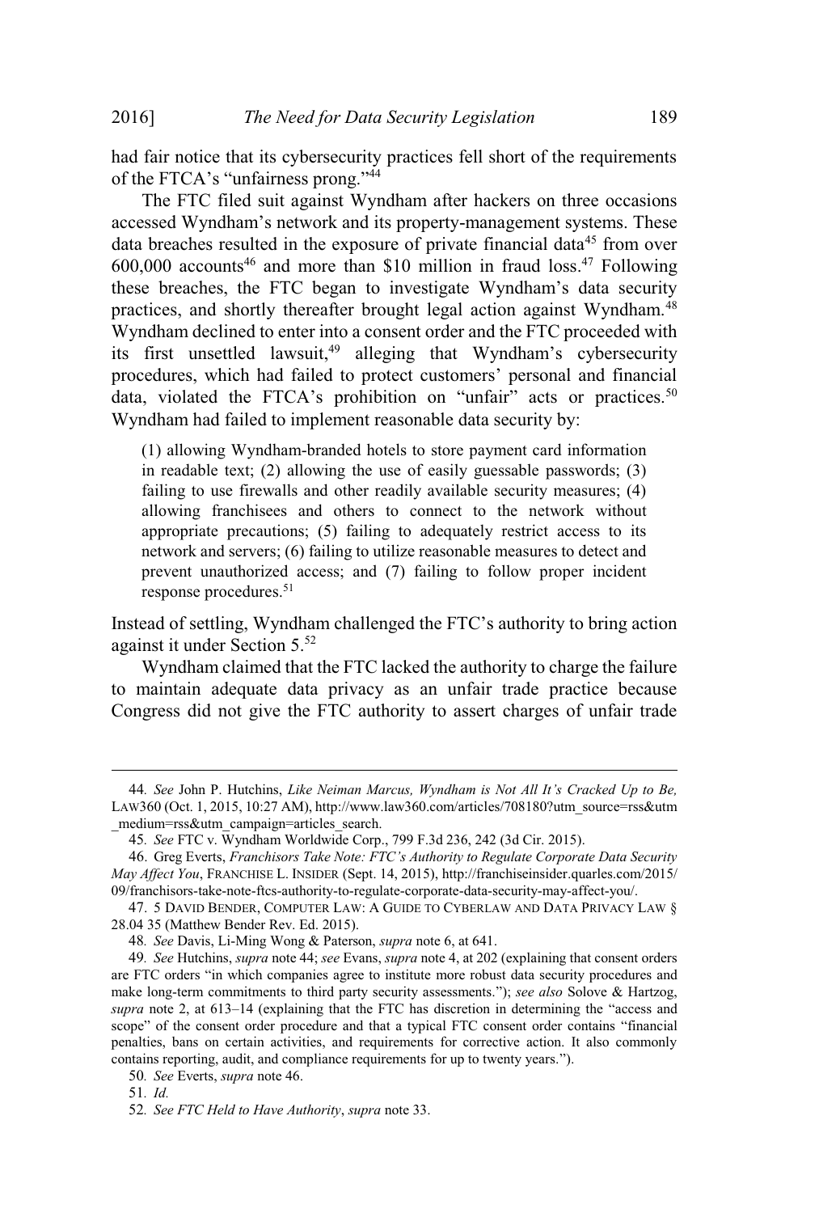had fair notice that its cybersecurity practices fell short of the requirements of the FTCA's "unfairness prong."[44]

The FTC filed suit against Wyndham after hackers on three occasions accessed Wyndham's network and its property-management systems. These data breaches resulted in the exposure of private financial data[45] from over 600,000 accounts[46] and more than $10 million in fraud loss.[47] Following these breaches, the FTC began to investigate Wyndham's data security practices, and shortly thereafter brought legal action against Wyndham.[48] Wyndham declined to enter into a consent order and the FTC proceeded with its first unsettled lawsuit,[49] alleging that Wyndham's cybersecurity procedures, which had failed to protect customers' personal and financial data, violated the FTCA's prohibition on "unfair" acts or practices.[50] Wyndham had failed to implement reasonable data security by:

> (1) allowing Wyndham-branded hotels to store payment card information in readable text; (2) allowing the use of easily guessable passwords; (3) failing to use firewalls and other readily available security measures; (4) allowing franchisees and others to connect to the network without appropriate precautions; (5) failing to adequately restrict access to its network and servers; (6) failing to utilize reasonable measures to detect and prevent unauthorized access; and (7) failing to follow proper incident response procedures.[51]

Instead of settling, Wyndham challenged the FTC's authority to bring action against it under Section 5.[52]

Wyndham claimed that the FTC lacked the authority to charge the failure to maintain adequate data privacy as an unfair trade practice because Congress did not give the FTC authority to assert charges of unfair trade

---

44. *See* John P. Hutchins, *Like Neiman Marcus, Wyndham is Not All It's Cracked Up to Be*, LAW360 (Oct. 1, 2015, 10:27 AM), http://www.law360.com/articles/708180?utm_source=rss&utm_medium=rss&utm_campaign=articles_search.

45. *See* FTC v. Wyndham Worldwide Corp., 799 F.3d 236, 242 (3d Cir. 2015).

46. Greg Everts, *Franchisors Take Note: FTC's Authority to Regulate Corporate Data Security May Affect You*, FRANCHISE L. INSIDER (Sept. 14, 2015), http://franchiseinsider.quarles.com/2015/09/franchisors-take-note-ftcs-authority-to-regulate-corporate-data-security-may-affect-you/.

47. 5 DAVID BENDER, COMPUTER LAW: A GUIDE TO CYBERLAW AND DATA PRIVACY LAW § 28.04 35 (Matthew Bender Rev. Ed. 2015).

48. *See* Davis, Li-Ming Wong & Paterson, *supra* note 6, at 641.

49. *See* Hutchins, *supra* note 44; *see* Evans, *supra* note 4, at 202 (explaining that consent orders are FTC orders "in which companies agree to institute more robust data security procedures and make long-term commitments to third party security assessments."); *see also* Solove & Hartzog, *supra* note 2, at 613–14 (explaining that the FTC has discretion in determining the "access and scope" of the consent order procedure and that a typical FTC consent order contains "financial penalties, bans on certain activities, and requirements for corrective action. It also commonly contains reporting, audit, and compliance requirements for up to twenty years.").

50. *See* Everts, *supra* note 46.

51. *Id.*

52. *See FTC Held to Have Authority*, *supra* note 33.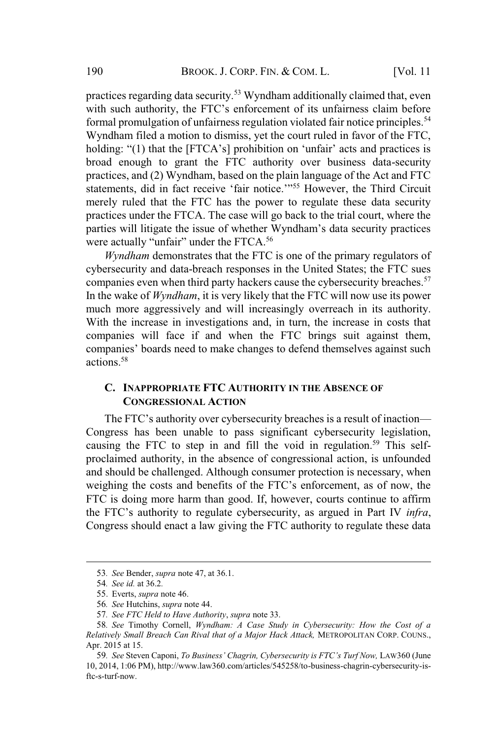practices regarding data security.[53] Wyndham additionally claimed that, even with such authority, the FTC's enforcement of its unfairness claim before formal promulgation of unfairness regulation violated fair notice principles.[54] Wyndham filed a motion to dismiss, yet the court ruled in favor of the FTC, holding: "(1) that the [FTCA's] prohibition on 'unfair' acts and practices is broad enough to grant the FTC authority over business data-security practices, and (2) Wyndham, based on the plain language of the Act and FTC statements, did in fact receive 'fair notice.'"[55] However, the Third Circuit merely ruled that the FTC has the power to regulate these data security practices under the FTCA. The case will go back to the trial court, where the parties will litigate the issue of whether Wyndham's data security practices were actually "unfair" under the FTCA.[56]

*Wyndham* demonstrates that the FTC is one of the primary regulators of cybersecurity and data-breach responses in the United States; the FTC sues companies even when third party hackers cause the cybersecurity breaches.[57] In the wake of *Wyndham*, it is very likely that the FTC will now use its power much more aggressively and will increasingly overreach in its authority. With the increase in investigations and, in turn, the increase in costs that companies will face if and when the FTC brings suit against them, companies' boards need to make changes to defend themselves against such actions.[58]

### C. INAPPROPRIATE FTC AUTHORITY IN THE ABSENCE OF CONGRESSIONAL ACTION

The FTC's authority over cybersecurity breaches is a result of inaction—Congress has been unable to pass significant cybersecurity legislation, causing the FTC to step in and fill the void in regulation.[59] This self-proclaimed authority, in the absence of congressional action, is unfounded and should be challenged. Although consumer protection is necessary, when weighing the costs and benefits of the FTC's enforcement, as of now, the FTC is doing more harm than good. If, however, courts continue to affirm the FTC's authority to regulate cybersecurity, as argued in Part IV *infra*, Congress should enact a law giving the FTC authority to regulate these data

---

53. *See* Bender, *supra* note 47, at 36.1.

54. *See id.* at 36.2.

55. Everts, *supra* note 46.

56. *See* Hutchins, *supra* note 44.

57. *See FTC Held to Have Authority*, *supra* note 33.

58. *See* Timothy Cornell, *Wyndham: A Case Study in Cybersecurity: How the Cost of a Relatively Small Breach Can Rival that of a Major Hack Attack,* METROPOLITAN CORP. COUNS., Apr. 2015 at 15.

59. *See* Steven Caponi, *To Business' Chagrin, Cybersecurity is FTC's Turf Now,* LAW360 (June 10, 2014, 1:06 PM), http://www.law360.com/articles/545258/to-business-chagrin-cybersecurity-is-ftc-s-turf-now.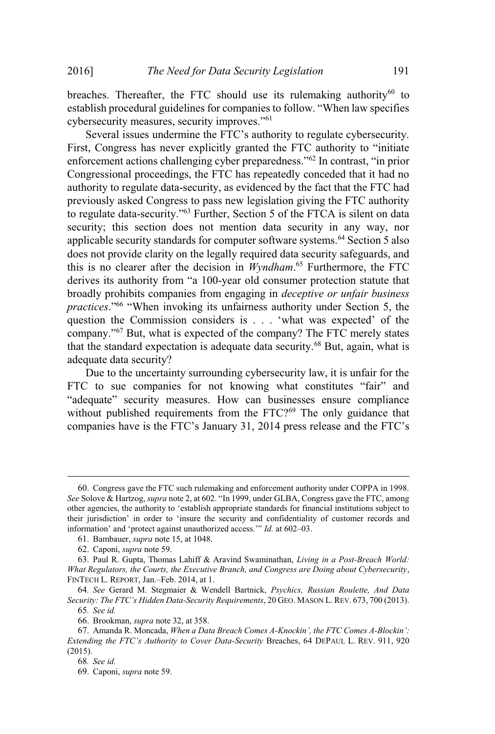breaches. Thereafter, the FTC should use its rulemaking authority[60] to establish procedural guidelines for companies to follow. "When law specifies cybersecurity measures, security improves."[61]

Several issues undermine the FTC's authority to regulate cybersecurity. First, Congress has never explicitly granted the FTC authority to "initiate enforcement actions challenging cyber preparedness."[62] In contrast, "in prior Congressional proceedings, the FTC has repeatedly conceded that it had no authority to regulate data-security, as evidenced by the fact that the FTC had previously asked Congress to pass new legislation giving the FTC authority to regulate data-security."[63] Further, Section 5 of the FTCA is silent on data security; this section does not mention data security in any way, nor applicable security standards for computer software systems.[64] Section 5 also does not provide clarity on the legally required data security safeguards, and this is no clearer after the decision in *Wyndham*.[65] Furthermore, the FTC derives its authority from "a 100-year old consumer protection statute that broadly prohibits companies from engaging in *deceptive or unfair business practices*."[66] "When invoking its unfairness authority under Section 5, the question the Commission considers is . . . 'what was expected' of the company."[67] But, what is expected of the company? The FTC merely states that the standard expectation is adequate data security.[68] But, again, what is adequate data security?

Due to the uncertainty surrounding cybersecurity law, it is unfair for the FTC to sue companies for not knowing what constitutes "fair" and "adequate" security measures. How can businesses ensure compliance without published requirements from the FTC?[69] The only guidance that companies have is the FTC's January 31, 2014 press release and the FTC's

---

60. Congress gave the FTC such rulemaking and enforcement authority under COPPA in 1998. *See* Solove & Hartzog, *supra* note 2, at 602. "In 1999, under GLBA, Congress gave the FTC, among other agencies, the authority to 'establish appropriate standards for financial institutions subject to their jurisdiction' in order to 'insure the security and confidentiality of customer records and information' and 'protect against unauthorized access.'" *Id.* at 602–03.

61. Bambauer, *supra* note 15, at 1048.

62. Caponi, *supra* note 59.

63. Paul R. Gupta, Thomas Lahiff & Aravind Swaminathan, *Living in a Post-Breach World: What Regulators, the Courts, the Executive Branch, and Congress are Doing about Cybersecurity*, FINTECH L. REPORT, Jan.–Feb. 2014, at 1.

64. *See* Gerard M. Stegmaier & Wendell Bartnick, *Psychics, Russian Roulette, And Data Security: The FTC's Hidden Data-Security Requirements*, 20 GEO. MASON L. REV. 673, 700 (2013).

65. *See id.*

66. Brookman, *supra* note 32, at 358.

67. Amanda R. Moncada, *When a Data Breach Comes A-Knockin', the FTC Comes A-Blockin': Extending the FTC's Authority to Cover Data-Security* Breaches, 64 DEPAUL L. REV. 911, 920 (2015).

68. *See id.*

69. Caponi, *supra* note 59.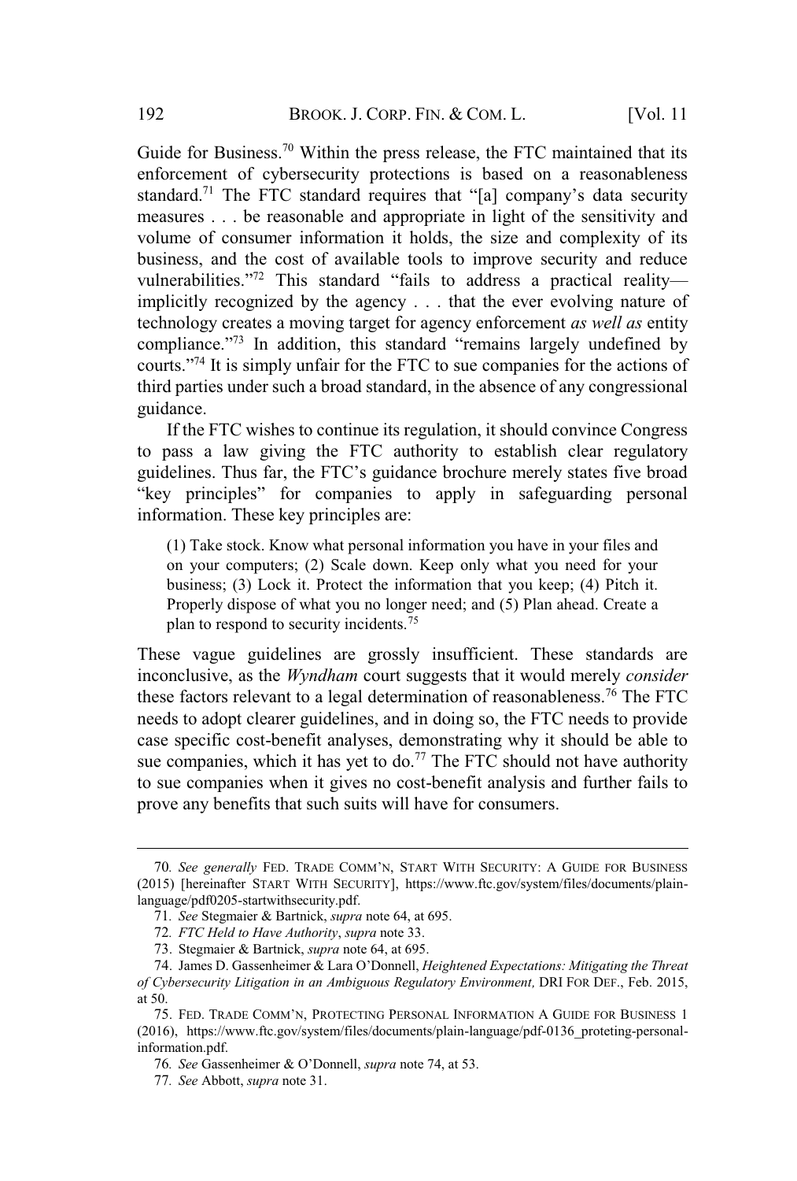Guide for Business.[70] Within the press release, the FTC maintained that its enforcement of cybersecurity protections is based on a reasonableness standard.[71] The FTC standard requires that "[a] company's data security measures . . . be reasonable and appropriate in light of the sensitivity and volume of consumer information it holds, the size and complexity of its business, and the cost of available tools to improve security and reduce vulnerabilities."[72] This standard "fails to address a practical reality—implicitly recognized by the agency . . . that the ever evolving nature of technology creates a moving target for agency enforcement *as well as* entity compliance."[73] In addition, this standard "remains largely undefined by courts."[74] It is simply unfair for the FTC to sue companies for the actions of third parties under such a broad standard, in the absence of any congressional guidance.

If the FTC wishes to continue its regulation, it should convince Congress to pass a law giving the FTC authority to establish clear regulatory guidelines. Thus far, the FTC's guidance brochure merely states five broad "key principles" for companies to apply in safeguarding personal information. These key principles are:

> (1) Take stock. Know what personal information you have in your files and on your computers; (2) Scale down. Keep only what you need for your business; (3) Lock it. Protect the information that you keep; (4) Pitch it. Properly dispose of what you no longer need; and (5) Plan ahead. Create a plan to respond to security incidents.[75]

These vague guidelines are grossly insufficient. These standards are inconclusive, as the *Wyndham* court suggests that it would merely *consider* these factors relevant to a legal determination of reasonableness.[76] The FTC needs to adopt clearer guidelines, and in doing so, the FTC needs to provide case specific cost-benefit analyses, demonstrating why it should be able to sue companies, which it has yet to do.[77] The FTC should not have authority to sue companies when it gives no cost-benefit analysis and further fails to prove any benefits that such suits will have for consumers.

---

70. *See generally* FED. TRADE COMM'N, START WITH SECURITY: A GUIDE FOR BUSINESS (2015) [hereinafter START WITH SECURITY], https://www.ftc.gov/system/files/documents/plain-language/pdf0205-startwithsecurity.pdf.

71. *See* Stegmaier & Bartnick, *supra* note 64, at 695.

72. *FTC Held to Have Authority*, *supra* note 33.

73. Stegmaier & Bartnick, *supra* note 64, at 695.

74. James D. Gassenheimer & Lara O'Donnell, *Heightened Expectations: Mitigating the Threat of Cybersecurity Litigation in an Ambiguous Regulatory Environment,* DRI FOR DEF., Feb. 2015, at 50.

75. FED. TRADE COMM'N, PROTECTING PERSONAL INFORMATION A GUIDE FOR BUSINESS 1 (2016), https://www.ftc.gov/system/files/documents/plain-language/pdf-0136_proteting-personal-information.pdf.

76. *See* Gassenheimer & O'Donnell, *supra* note 74, at 53.

77. *See* Abbott, *supra* note 31.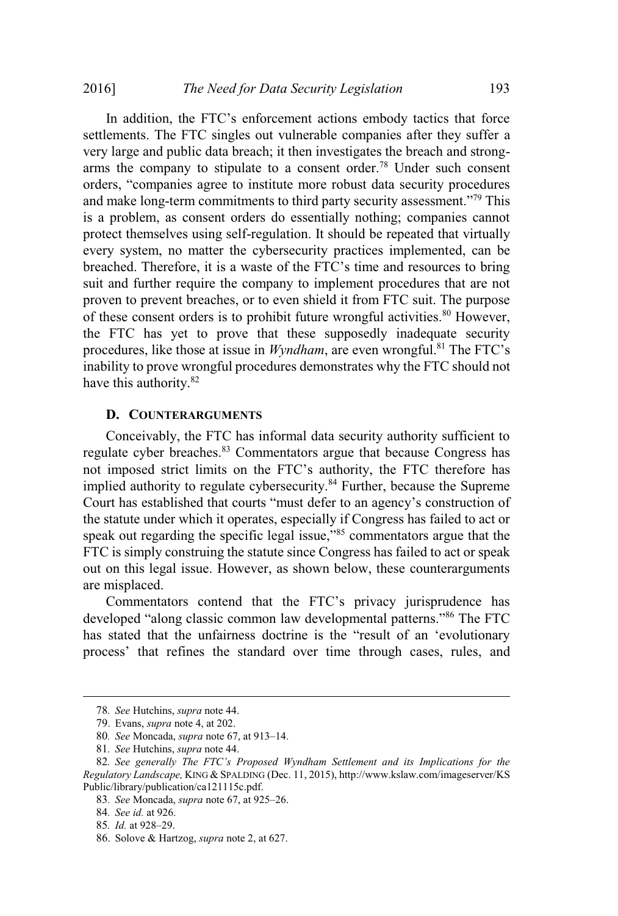In addition, the FTC's enforcement actions embody tactics that force settlements. The FTC singles out vulnerable companies after they suffer a very large and public data breach; it then investigates the breach and strong-arms the company to stipulate to a consent order.[78] Under such consent orders, "companies agree to institute more robust data security procedures and make long-term commitments to third party security assessment."[79] This is a problem, as consent orders do essentially nothing; companies cannot protect themselves using self-regulation. It should be repeated that virtually every system, no matter the cybersecurity practices implemented, can be breached. Therefore, it is a waste of the FTC's time and resources to bring suit and further require the company to implement procedures that are not proven to prevent breaches, or to even shield it from FTC suit. The purpose of these consent orders is to prohibit future wrongful activities.[80] However, the FTC has yet to prove that these supposedly inadequate security procedures, like those at issue in *Wyndham*, are even wrongful.[81] The FTC's inability to prove wrongful procedures demonstrates why the FTC should not have this authority.[82]

### D. COUNTERARGUMENTS

Conceivably, the FTC has informal data security authority sufficient to regulate cyber breaches.[83] Commentators argue that because Congress has not imposed strict limits on the FTC's authority, the FTC therefore has implied authority to regulate cybersecurity.[84] Further, because the Supreme Court has established that courts "must defer to an agency's construction of the statute under which it operates, especially if Congress has failed to act or speak out regarding the specific legal issue,"[85] commentators argue that the FTC is simply construing the statute since Congress has failed to act or speak out on this legal issue. However, as shown below, these counterarguments are misplaced.

Commentators contend that the FTC's privacy jurisprudence has developed "along classic common law developmental patterns."[86] The FTC has stated that the unfairness doctrine is the "result of an 'evolutionary process' that refines the standard over time through cases, rules, and

---

78. *See* Hutchins, *supra* note 44.

79. Evans, *supra* note 4, at 202.

80. *See* Moncada, *supra* note 67, at 913–14.

81. *See* Hutchins, *supra* note 44.

82. *See generally The FTC's Proposed Wyndham Settlement and its Implications for the Regulatory Landscape,* KING & SPALDING (Dec. 11, 2015), http://www.kslaw.com/imageserver/KSPublic/library/publication/ca121115c.pdf.

83. *See* Moncada, *supra* note 67, at 925–26.

84. *See id.* at 926.

85. *Id.* at 928–29.

86. Solove & Hartzog, *supra* note 2, at 627.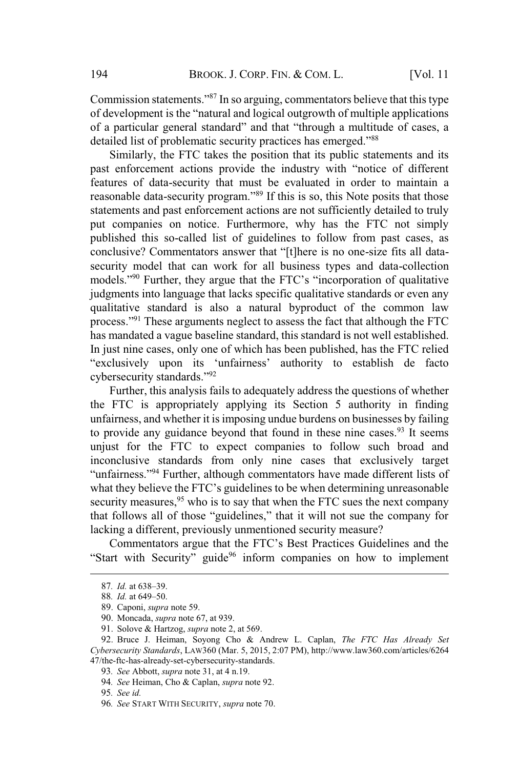Commission statements."[87] In so arguing, commentators believe that this type of development is the "natural and logical outgrowth of multiple applications of a particular general standard" and that "through a multitude of cases, a detailed list of problematic security practices has emerged."[88]

Similarly, the FTC takes the position that its public statements and its past enforcement actions provide the industry with "notice of different features of data-security that must be evaluated in order to maintain a reasonable data-security program."[89] If this is so, this Note posits that those statements and past enforcement actions are not sufficiently detailed to truly put companies on notice. Furthermore, why has the FTC not simply published this so-called list of guidelines to follow from past cases, as conclusive? Commentators answer that "[t]here is no one-size fits all data-security model that can work for all business types and data-collection models."[90] Further, they argue that the FTC's "incorporation of qualitative judgments into language that lacks specific qualitative standards or even any qualitative standard is also a natural byproduct of the common law process."[91] These arguments neglect to assess the fact that although the FTC has mandated a vague baseline standard, this standard is not well established. In just nine cases, only one of which has been published, has the FTC relied "exclusively upon its 'unfairness' authority to establish de facto cybersecurity standards."[92]

Further, this analysis fails to adequately address the questions of whether the FTC is appropriately applying its Section 5 authority in finding unfairness, and whether it is imposing undue burdens on businesses by failing to provide any guidance beyond that found in these nine cases.[93] It seems unjust for the FTC to expect companies to follow such broad and inconclusive standards from only nine cases that exclusively target "unfairness."[94] Further, although commentators have made different lists of what they believe the FTC's guidelines to be when determining unreasonable security measures,[95] who is to say that when the FTC sues the next company that follows all of those "guidelines," that it will not sue the company for lacking a different, previously unmentioned security measure?

Commentators argue that the FTC's Best Practices Guidelines and the "Start with Security" guide[96] inform companies on how to implement

---

87. *Id.* at 638–39.

88. *Id.* at 649–50.

89. Caponi, *supra* note 59.

90. Moncada, *supra* note 67, at 939.

91. Solove & Hartzog, *supra* note 2, at 569.

92. Bruce J. Heiman, Soyong Cho & Andrew L. Caplan, *The FTC Has Already Set Cybersecurity Standards*, LAW360 (Mar. 5, 2015, 2:07 PM), http://www.law360.com/articles/626447/the-ftc-has-already-set-cybersecurity-standards.

93. *See* Abbott, *supra* note 31, at 4 n.19.

94. *See* Heiman, Cho & Caplan, *supra* note 92.

95. *See id.*

96. *See* START WITH SECURITY, *supra* note 70.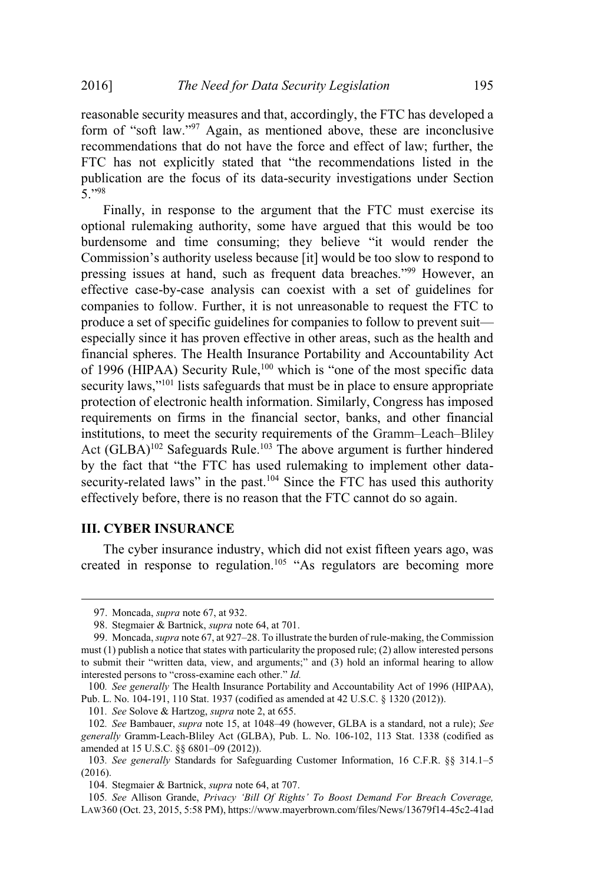reasonable security measures and that, accordingly, the FTC has developed a form of "soft law."[97] Again, as mentioned above, these are inconclusive recommendations that do not have the force and effect of law; further, the FTC has not explicitly stated that "the recommendations listed in the publication are the focus of its data-security investigations under Section 5."[98]

Finally, in response to the argument that the FTC must exercise its optional rulemaking authority, some have argued that this would be too burdensome and time consuming; they believe "it would render the Commission's authority useless because [it] would be too slow to respond to pressing issues at hand, such as frequent data breaches."[99] However, an effective case-by-case analysis can coexist with a set of guidelines for companies to follow. Further, it is not unreasonable to request the FTC to produce a set of specific guidelines for companies to follow to prevent suit—especially since it has proven effective in other areas, such as the health and financial spheres. The Health Insurance Portability and Accountability Act of 1996 (HIPAA) Security Rule,[100] which is "one of the most specific data security laws,"[101] lists safeguards that must be in place to ensure appropriate protection of electronic health information. Similarly, Congress has imposed requirements on firms in the financial sector, banks, and other financial institutions, to meet the security requirements of the Gramm–Leach–Bliley Act (GLBA)[102] Safeguards Rule.[103] The above argument is further hindered by the fact that "the FTC has used rulemaking to implement other data-security-related laws" in the past.[104] Since the FTC has used this authority effectively before, there is no reason that the FTC cannot do so again.

## III. CYBER INSURANCE

The cyber insurance industry, which did not exist fifteen years ago, was created in response to regulation.[105] "As regulators are becoming more

---

97. Moncada, *supra* note 67, at 932.

98. Stegmaier & Bartnick, *supra* note 64, at 701.

99. Moncada, *supra* note 67, at 927–28. To illustrate the burden of rule-making, the Commission must (1) publish a notice that states with particularity the proposed rule; (2) allow interested persons to submit their "written data, view, and arguments;" and (3) hold an informal hearing to allow interested persons to "cross-examine each other." *Id.*

100. *See generally* The Health Insurance Portability and Accountability Act of 1996 (HIPAA), Pub. L. No. 104-191, 110 Stat. 1937 (codified as amended at 42 U.S.C. § 1320 (2012)).

101. *See* Solove & Hartzog, *supra* note 2, at 655.

102. *See* Bambauer, *supra* note 15, at 1048–49 (however, GLBA is a standard, not a rule); *See generally* Gramm-Leach-Bliley Act (GLBA), Pub. L. No. 106-102, 113 Stat. 1338 (codified as amended at 15 U.S.C. §§ 6801–09 (2012)).

103. *See generally* Standards for Safeguarding Customer Information, 16 C.F.R. §§ 314.1–5 (2016).

104. Stegmaier & Bartnick, *supra* note 64, at 707.

105. *See* Allison Grande, *Privacy 'Bill Of Rights' To Boost Demand For Breach Coverage*, LAW360 (Oct. 23, 2015, 5:58 PM), https://www.mayerbrown.com/files/News/13679f14-45c2-41ad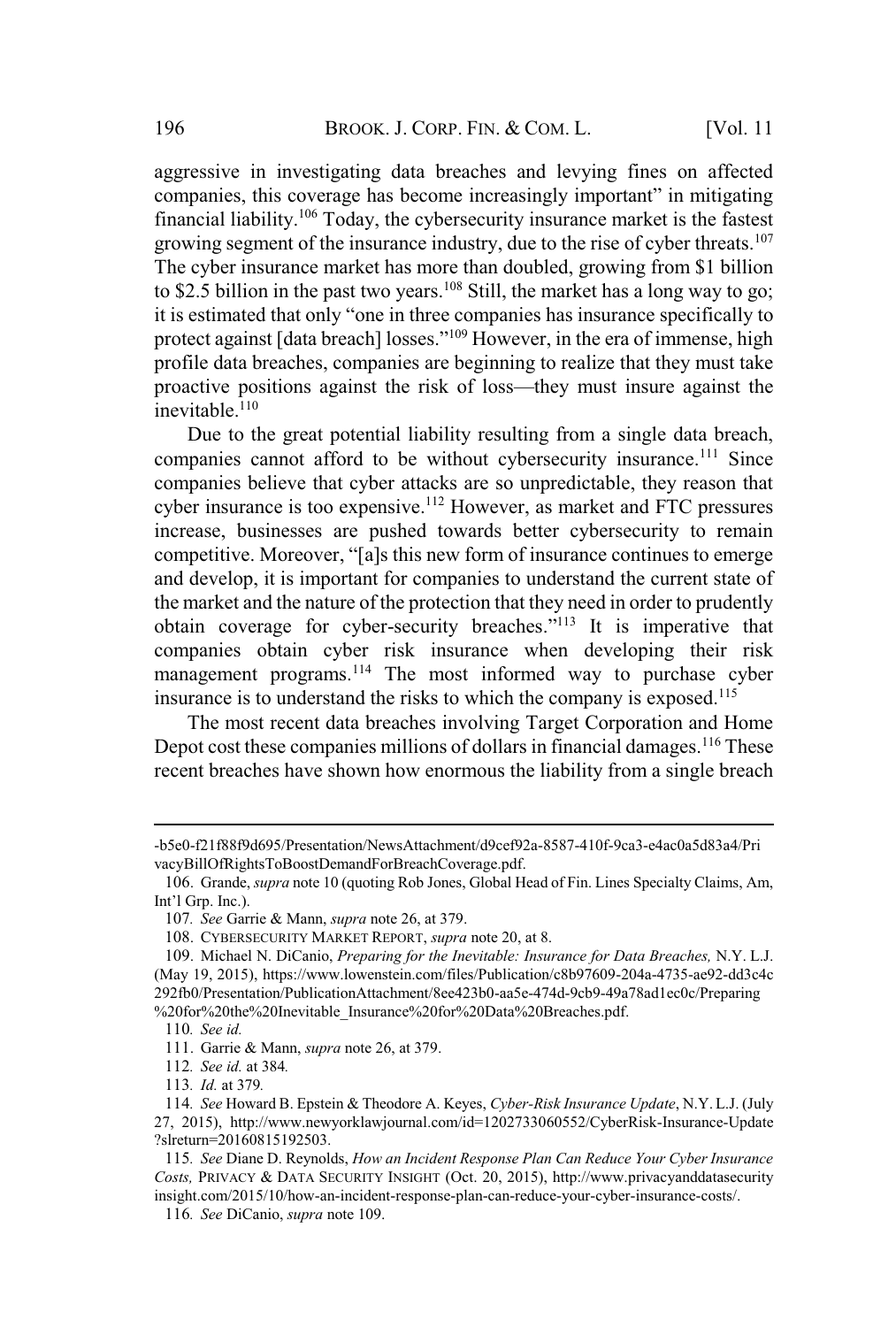aggressive in investigating data breaches and levying fines on affected companies, this coverage has become increasingly important" in mitigating financial liability.[106] Today, the cybersecurity insurance market is the fastest growing segment of the insurance industry, due to the rise of cyber threats.[107] The cyber insurance market has more than doubled, growing from $1 billion to $2.5 billion in the past two years.[108] Still, the market has a long way to go; it is estimated that only "one in three companies has insurance specifically to protect against [data breach] losses."[109] However, in the era of immense, high profile data breaches, companies are beginning to realize that they must take proactive positions against the risk of loss—they must insure against the inevitable.[110]

Due to the great potential liability resulting from a single data breach, companies cannot afford to be without cybersecurity insurance.[111] Since companies believe that cyber attacks are so unpredictable, they reason that cyber insurance is too expensive.[112] However, as market and FTC pressures increase, businesses are pushed towards better cybersecurity to remain competitive. Moreover, "[a]s this new form of insurance continues to emerge and develop, it is important for companies to understand the current state of the market and the nature of the protection that they need in order to prudently obtain coverage for cyber-security breaches."[113] It is imperative that companies obtain cyber risk insurance when developing their risk management programs.[114] The most informed way to purchase cyber insurance is to understand the risks to which the company is exposed.[115]

The most recent data breaches involving Target Corporation and Home Depot cost these companies millions of dollars in financial damages.[116] These recent breaches have shown how enormous the liability from a single breach

---

-b5e0-f21f88f9d695/Presentation/NewsAttachment/d9cef92a-8587-410f-9ca3-e4ac0a5d83a4/PrivacyBillOfRightsToBoostDemandForBreachCoverage.pdf.

106. Grande, *supra* note 10 (quoting Rob Jones, Global Head of Fin. Lines Specialty Claims, Am, Int'l Grp. Inc.).

107. *See* Garrie & Mann, *supra* note 26, at 379.

108. CYBERSECURITY MARKET REPORT, *supra* note 20, at 8.

109. Michael N. DiCanio, *Preparing for the Inevitable: Insurance for Data Breaches,* N.Y. L.J. (May 19, 2015), https://www.lowenstein.com/files/Publication/c8b97609-204a-4735-ae92-dd3c4c292fb0/Presentation/PublicationAttachment/8ee423b0-aa5e-474d-9cb9-49a78ad1ec0c/Preparing%20for%20the%20Inevitable_Insurance%20for%20Data%20Breaches.pdf.

110. *See id.*

111. Garrie & Mann, *supra* note 26, at 379.

112. *See id.* at 384.

113. *Id.* at 379.

114. *See* Howard B. Epstein & Theodore A. Keyes, *Cyber-Risk Insurance Update*, N.Y. L.J. (July 27, 2015), http://www.newyorklawjournal.com/id=1202733060552/CyberRisk-Insurance-Update?slreturn=20160815192503.

115. *See* Diane D. Reynolds, *How an Incident Response Plan Can Reduce Your Cyber Insurance Costs,* PRIVACY & DATA SECURITY INSIGHT (Oct. 20, 2015), http://www.privacyanddatasecurityinsight.com/2015/10/how-an-incident-response-plan-can-reduce-your-cyber-insurance-costs/.

116. *See* DiCanio, *supra* note 109.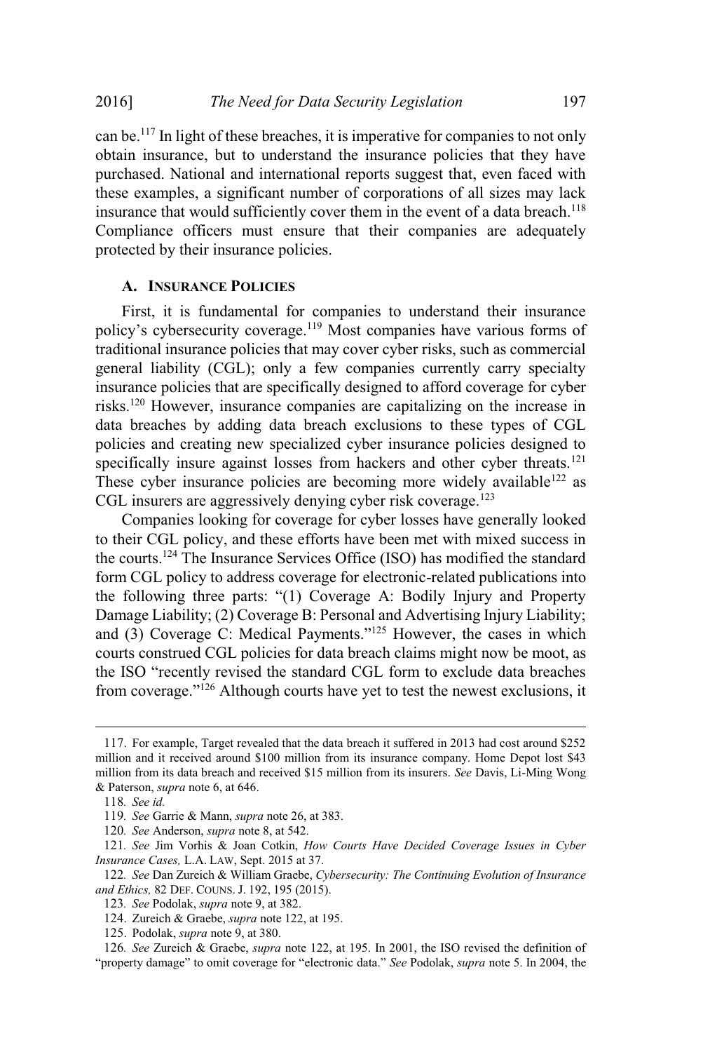can be.[117] In light of these breaches, it is imperative for companies to not only obtain insurance, but to understand the insurance policies that they have purchased. National and international reports suggest that, even faced with these examples, a significant number of corporations of all sizes may lack insurance that would sufficiently cover them in the event of a data breach.[118] Compliance officers must ensure that their companies are adequately protected by their insurance policies.

### A. INSURANCE POLICIES

First, it is fundamental for companies to understand their insurance policy's cybersecurity coverage.[119] Most companies have various forms of traditional insurance policies that may cover cyber risks, such as commercial general liability (CGL); only a few companies currently carry specialty insurance policies that are specifically designed to afford coverage for cyber risks.[120] However, insurance companies are capitalizing on the increase in data breaches by adding data breach exclusions to these types of CGL policies and creating new specialized cyber insurance policies designed to specifically insure against losses from hackers and other cyber threats.[121] These cyber insurance policies are becoming more widely available[122] as CGL insurers are aggressively denying cyber risk coverage.[123]

Companies looking for coverage for cyber losses have generally looked to their CGL policy, and these efforts have been met with mixed success in the courts.[124] The Insurance Services Office (ISO) has modified the standard form CGL policy to address coverage for electronic-related publications into the following three parts: "(1) Coverage A: Bodily Injury and Property Damage Liability; (2) Coverage B: Personal and Advertising Injury Liability; and (3) Coverage C: Medical Payments."[125] However, the cases in which courts construed CGL policies for data breach claims might now be moot, as the ISO "recently revised the standard CGL form to exclude data breaches from coverage."[126] Although courts have yet to test the newest exclusions, it

---

117. For example, Target revealed that the data breach it suffered in 2013 had cost around $252 million and it received around $100 million from its insurance company. Home Depot lost $43 million from its data breach and received $15 million from its insurers. *See* Davis, Li-Ming Wong & Paterson, *supra* note 6, at 646.

118. *See id.*

119. *See* Garrie & Mann, *supra* note 26, at 383.

120. *See* Anderson, *supra* note 8, at 542.

121. *See* Jim Vorhis & Joan Cotkin, *How Courts Have Decided Coverage Issues in Cyber Insurance Cases,* L.A. LAW, Sept. 2015 at 37.

122. *See* Dan Zureich & William Graebe, *Cybersecurity: The Continuing Evolution of Insurance and Ethics,* 82 DEF. COUNS. J. 192, 195 (2015).

123. *See* Podolak, *supra* note 9, at 382.

124. Zureich & Graebe, *supra* note 122, at 195.

125. Podolak, *supra* note 9, at 380.

126. *See* Zureich & Graebe, *supra* note 122, at 195. In 2001, the ISO revised the definition of "property damage" to omit coverage for "electronic data." *See* Podolak, *supra* note 5. In 2004, the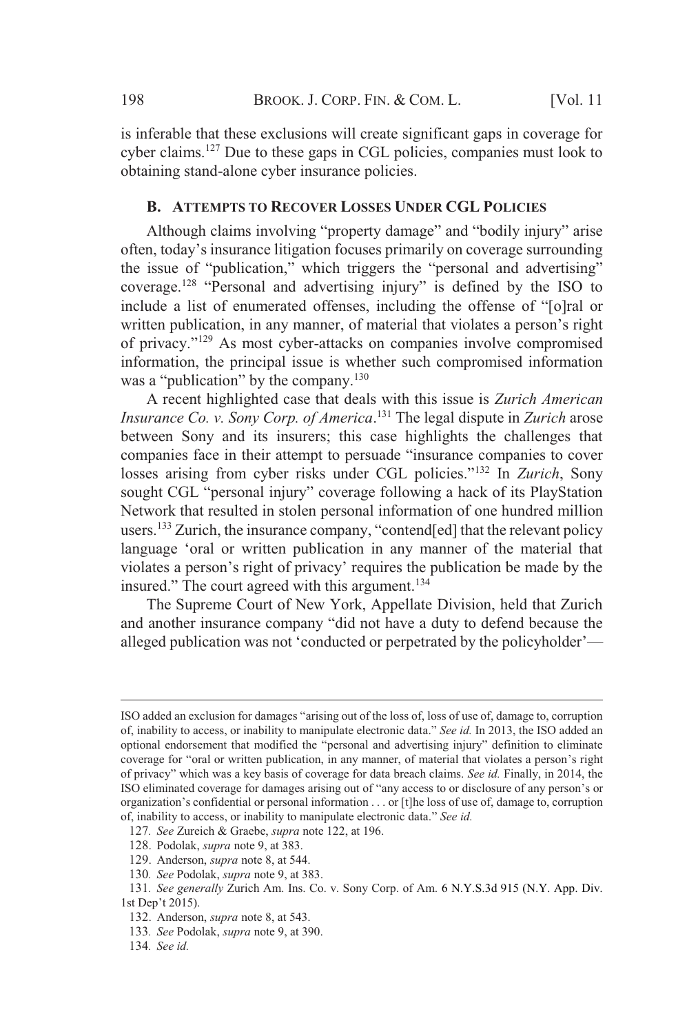is inferable that these exclusions will create significant gaps in coverage for cyber claims.[127] Due to these gaps in CGL policies, companies must look to obtaining stand-alone cyber insurance policies.

### B. Attempts to Recover Losses Under CGL Policies

Although claims involving "property damage" and "bodily injury" arise often, today's insurance litigation focuses primarily on coverage surrounding the issue of "publication," which triggers the "personal and advertising" coverage.[128] "Personal and advertising injury" is defined by the ISO to include a list of enumerated offenses, including the offense of "[o]ral or written publication, in any manner, of material that violates a person's right of privacy."[129] As most cyber-attacks on companies involve compromised information, the principal issue is whether such compromised information was a "publication" by the company.[130]

A recent highlighted case that deals with this issue is *Zurich American Insurance Co. v. Sony Corp. of America*.[131] The legal dispute in *Zurich* arose between Sony and its insurers; this case highlights the challenges that companies face in their attempt to persuade "insurance companies to cover losses arising from cyber risks under CGL policies."[132] In *Zurich*, Sony sought CGL "personal injury" coverage following a hack of its PlayStation Network that resulted in stolen personal information of one hundred million users.[133] Zurich, the insurance company, "contend[ed] that the relevant policy language 'oral or written publication in any manner of the material that violates a person's right of privacy' requires the publication be made by the insured." The court agreed with this argument.[134]

The Supreme Court of New York, Appellate Division, held that Zurich and another insurance company "did not have a duty to defend because the alleged publication was not 'conducted or perpetrated by the policyholder'—

---

ISO added an exclusion for damages "arising out of the loss of, loss of use of, damage to, corruption of, inability to access, or inability to manipulate electronic data." *See id.* In 2013, the ISO added an optional endorsement that modified the "personal and advertising injury" definition to eliminate coverage for "oral or written publication, in any manner, of material that violates a person's right of privacy" which was a key basis of coverage for data breach claims. *See id.* Finally, in 2014, the ISO eliminated coverage for damages arising out of "any access to or disclosure of any person's or organization's confidential or personal information . . . or [t]he loss of use of, damage to, corruption of, inability to access, or inability to manipulate electronic data." *See id.*

127. *See* Zureich & Graebe, *supra* note 122, at 196.

128. Podolak, *supra* note 9, at 383.

129. Anderson, *supra* note 8, at 544.

130. *See* Podolak, *supra* note 9, at 383.

131. *See generally* Zurich Am. Ins. Co. v. Sony Corp. of Am. 6 N.Y.S.3d 915 (N.Y. App. Div. 1st Dep't 2015).

132. Anderson, *supra* note 8, at 543.

133. *See* Podolak, *supra* note 9, at 390.

134. *See id.*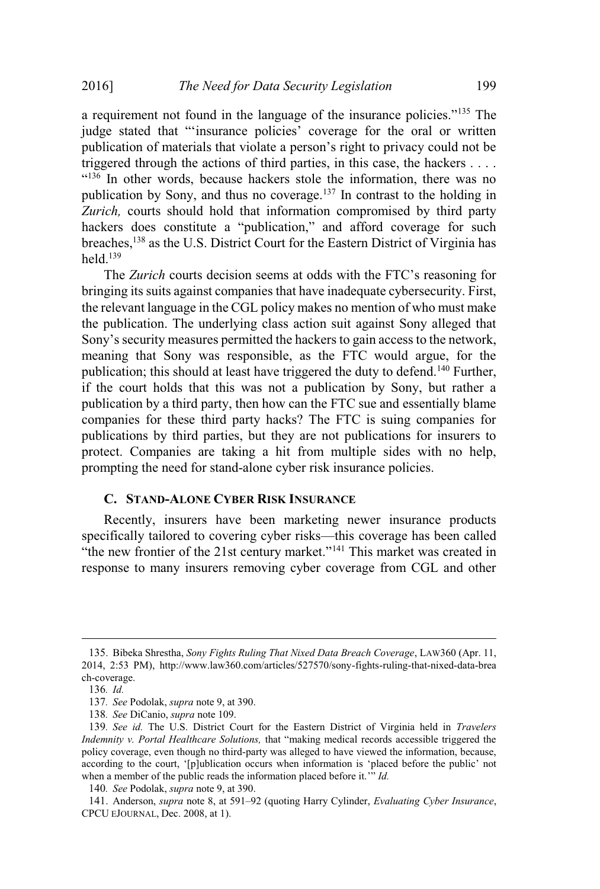a requirement not found in the language of the insurance policies."[135] The judge stated that "'insurance policies' coverage for the oral or written publication of materials that violate a person's right to privacy could not be triggered through the actions of third parties, in this case, the hackers . . . ."[136] In other words, because hackers stole the information, there was no publication by Sony, and thus no coverage.[137] In contrast to the holding in *Zurich,* courts should hold that information compromised by third party hackers does constitute a "publication," and afford coverage for such breaches,[138] as the U.S. District Court for the Eastern District of Virginia has held.[139]

The *Zurich* courts decision seems at odds with the FTC's reasoning for bringing its suits against companies that have inadequate cybersecurity. First, the relevant language in the CGL policy makes no mention of who must make the publication. The underlying class action suit against Sony alleged that Sony's security measures permitted the hackers to gain access to the network, meaning that Sony was responsible, as the FTC would argue, for the publication; this should at least have triggered the duty to defend.[140] Further, if the court holds that this was not a publication by Sony, but rather a publication by a third party, then how can the FTC sue and essentially blame companies for these third party hacks? The FTC is suing companies for publications by third parties, but they are not publications for insurers to protect. Companies are taking a hit from multiple sides with no help, prompting the need for stand-alone cyber risk insurance policies.

### C. Stand-Alone Cyber Risk Insurance

Recently, insurers have been marketing newer insurance products specifically tailored to covering cyber risks—this coverage has been called "the new frontier of the 21st century market."[141] This market was created in response to many insurers removing cyber coverage from CGL and other

---

135. Bibeka Shrestha, *Sony Fights Ruling That Nixed Data Breach Coverage*, LAW360 (Apr. 11, 2014, 2:53 PM), http://www.law360.com/articles/527570/sony-fights-ruling-that-nixed-data-breach-coverage.

136. *Id.*

137. *See* Podolak, *supra* note 9, at 390.

138. *See* DiCanio, *supra* note 109.

139. *See id.* The U.S. District Court for the Eastern District of Virginia held in *Travelers Indemnity v. Portal Healthcare Solutions,* that "making medical records accessible triggered the policy coverage, even though no third-party was alleged to have viewed the information, because, according to the court, '[p]ublication occurs when information is 'placed before the public' not when a member of the public reads the information placed before it.'" *Id.*

140. *See* Podolak, *supra* note 9, at 390.

141. Anderson, *supra* note 8, at 591–92 (quoting Harry Cylinder, *Evaluating Cyber Insurance*, CPCU EJOURNAL, Dec. 2008, at 1).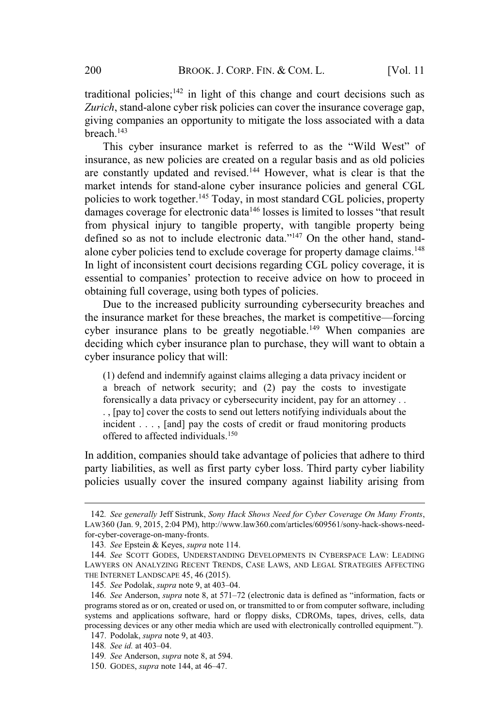traditional policies;[142] in light of this change and court decisions such as *Zurich*, stand-alone cyber risk policies can cover the insurance coverage gap, giving companies an opportunity to mitigate the loss associated with a data breach.[143]

This cyber insurance market is referred to as the "Wild West" of insurance, as new policies are created on a regular basis and as old policies are constantly updated and revised.[144] However, what is clear is that the market intends for stand-alone cyber insurance policies and general CGL policies to work together.[145] Today, in most standard CGL policies, property damages coverage for electronic data[146] losses is limited to losses "that result from physical injury to tangible property, with tangible property being defined so as not to include electronic data."[147] On the other hand, stand-alone cyber policies tend to exclude coverage for property damage claims.[148] In light of inconsistent court decisions regarding CGL policy coverage, it is essential to companies' protection to receive advice on how to proceed in obtaining full coverage, using both types of policies.

Due to the increased publicity surrounding cybersecurity breaches and the insurance market for these breaches, the market is competitive—forcing cyber insurance plans to be greatly negotiable.[149] When companies are deciding which cyber insurance plan to purchase, they will want to obtain a cyber insurance policy that will:

> (1) defend and indemnify against claims alleging a data privacy incident or a breach of network security; and (2) pay the costs to investigate forensically a data privacy or cybersecurity incident, pay for an attorney . . . , [pay to] cover the costs to send out letters notifying individuals about the incident . . . , [and] pay the costs of credit or fraud monitoring products offered to affected individuals.[150]

In addition, companies should take advantage of policies that adhere to third party liabilities, as well as first party cyber loss. Third party cyber liability policies usually cover the insured company against liability arising from

---

142. *See generally* Jeff Sistrunk, *Sony Hack Shows Need for Cyber Coverage On Many Fronts*, LAW360 (Jan. 9, 2015, 2:04 PM), http://www.law360.com/articles/609561/sony-hack-shows-need-for-cyber-coverage-on-many-fronts.

143. *See* Epstein & Keyes, *supra* note 114.

144. *See* SCOTT GODES, UNDERSTANDING DEVELOPMENTS IN CYBERSPACE LAW: LEADING LAWYERS ON ANALYZING RECENT TRENDS, CASE LAWS, AND LEGAL STRATEGIES AFFECTING THE INTERNET LANDSCAPE 45, 46 (2015).

145. *See* Podolak, *supra* note 9, at 403–04.

146. *See* Anderson, *supra* note 8, at 571–72 (electronic data is defined as "information, facts or programs stored as or on, created or used on, or transmitted to or from computer software, including systems and applications software, hard or floppy disks, CDROMs, tapes, drives, cells, data processing devices or any other media which are used with electronically controlled equipment.").

147. Podolak, *supra* note 9, at 403.

148. *See id.* at 403–04.

149. *See* Anderson, *supra* note 8, at 594.

150. GODES, *supra* note 144, at 46–47.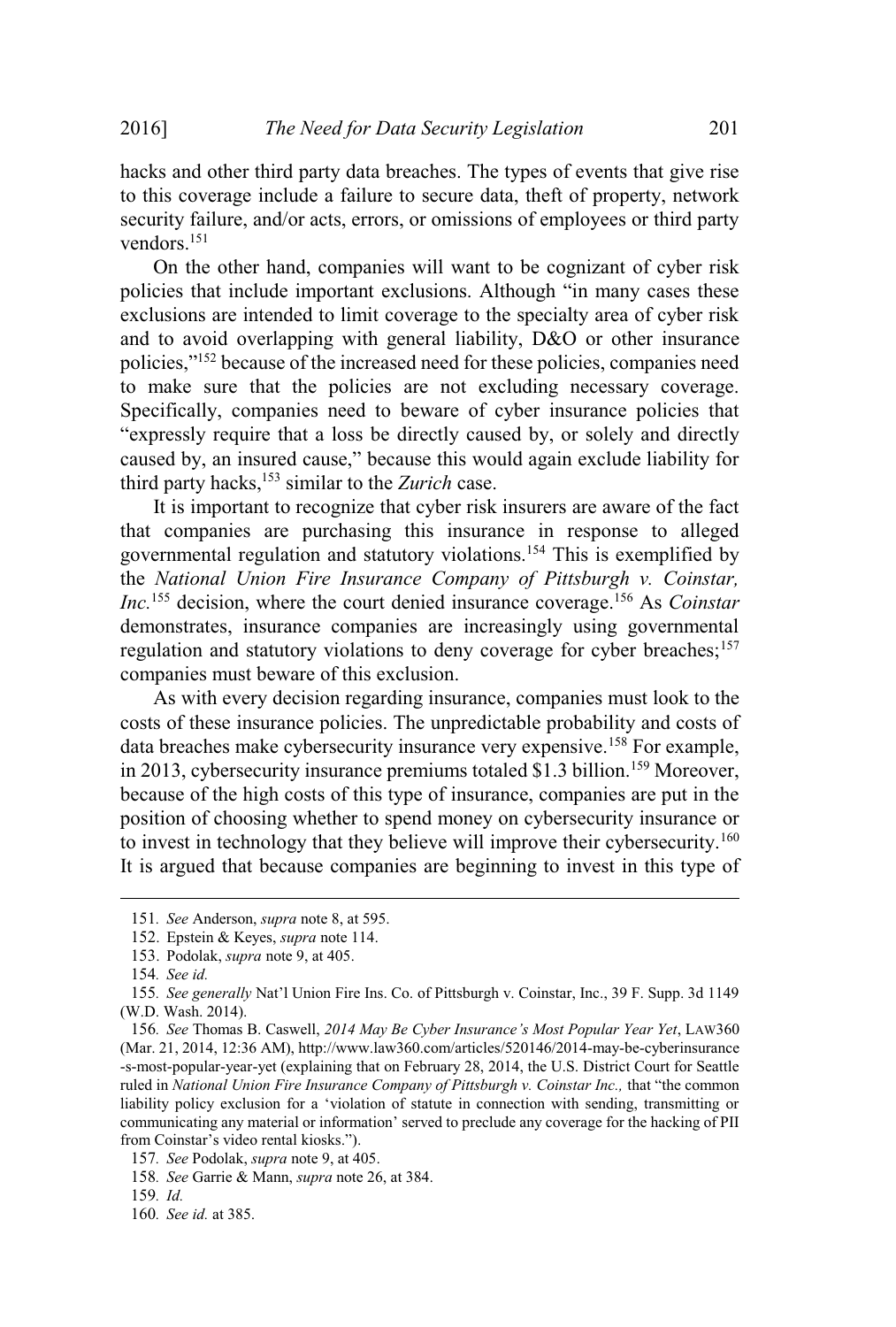hacks and other third party data breaches. The types of events that give rise to this coverage include a failure to secure data, theft of property, network security failure, and/or acts, errors, or omissions of employees or third party vendors.[151]

On the other hand, companies will want to be cognizant of cyber risk policies that include important exclusions. Although "in many cases these exclusions are intended to limit coverage to the specialty area of cyber risk and to avoid overlapping with general liability, D&O or other insurance policies,"[152] because of the increased need for these policies, companies need to make sure that the policies are not excluding necessary coverage. Specifically, companies need to beware of cyber insurance policies that "expressly require that a loss be directly caused by, or solely and directly caused by, an insured cause," because this would again exclude liability for third party hacks,[153] similar to the *Zurich* case.

It is important to recognize that cyber risk insurers are aware of the fact that companies are purchasing this insurance in response to alleged governmental regulation and statutory violations.[154] This is exemplified by the *National Union Fire Insurance Company of Pittsburgh v. Coinstar, Inc.*[155] decision, where the court denied insurance coverage.[156] As *Coinstar* demonstrates, insurance companies are increasingly using governmental regulation and statutory violations to deny coverage for cyber breaches;[157] companies must beware of this exclusion.

As with every decision regarding insurance, companies must look to the costs of these insurance policies. The unpredictable probability and costs of data breaches make cybersecurity insurance very expensive.[158] For example, in 2013, cybersecurity insurance premiums totaled $1.3 billion.[159] Moreover, because of the high costs of this type of insurance, companies are put in the position of choosing whether to spend money on cybersecurity insurance or to invest in technology that they believe will improve their cybersecurity.[160] It is argued that because companies are beginning to invest in this type of

---

151. *See* Anderson, *supra* note 8, at 595.

152. Epstein & Keyes, *supra* note 114.

153. Podolak, *supra* note 9, at 405.

154. *See id.*

155. *See generally* Nat'l Union Fire Ins. Co. of Pittsburgh v. Coinstar, Inc., 39 F. Supp. 3d 1149 (W.D. Wash. 2014).

156. *See* Thomas B. Caswell, *2014 May Be Cyber Insurance's Most Popular Year Yet*, LAW360 (Mar. 21, 2014, 12:36 AM), http://www.law360.com/articles/520146/2014-may-be-cyberinsurance-s-most-popular-year-yet (explaining that on February 28, 2014, the U.S. District Court for Seattle ruled in *National Union Fire Insurance Company of Pittsburgh v. Coinstar Inc.,* that "the common liability policy exclusion for a 'violation of statute in connection with sending, transmitting or communicating any material or information' served to preclude any coverage for the hacking of PII from Coinstar's video rental kiosks.").

157. *See* Podolak, *supra* note 9, at 405.

158. *See* Garrie & Mann, *supra* note 26, at 384.

159. *Id.*

160. *See id.* at 385.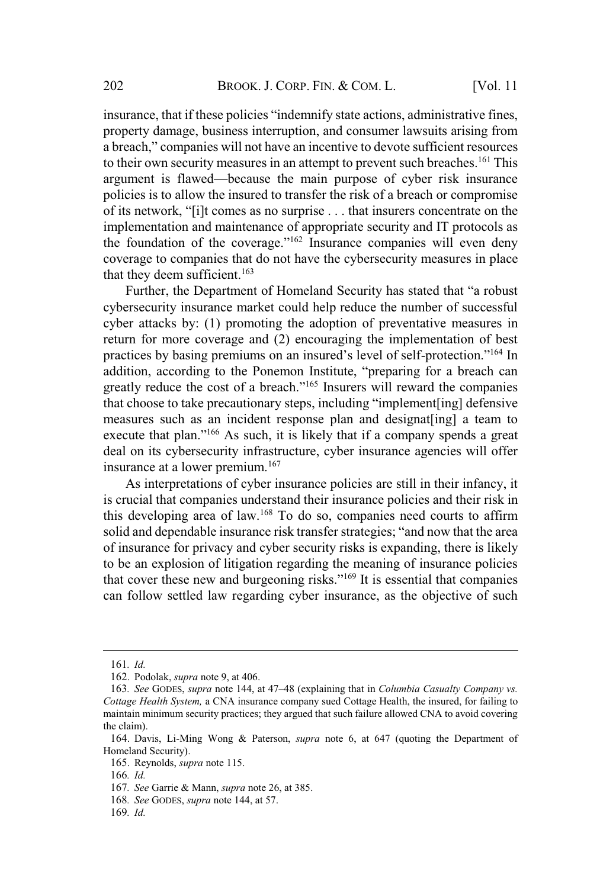insurance, that if these policies "indemnify state actions, administrative fines, property damage, business interruption, and consumer lawsuits arising from a breach," companies will not have an incentive to devote sufficient resources to their own security measures in an attempt to prevent such breaches.[161] This argument is flawed—because the main purpose of cyber risk insurance policies is to allow the insured to transfer the risk of a breach or compromise of its network, "[i]t comes as no surprise . . . that insurers concentrate on the implementation and maintenance of appropriate security and IT protocols as the foundation of the coverage."[162] Insurance companies will even deny coverage to companies that do not have the cybersecurity measures in place that they deem sufficient.[163]

Further, the Department of Homeland Security has stated that "a robust cybersecurity insurance market could help reduce the number of successful cyber attacks by: (1) promoting the adoption of preventative measures in return for more coverage and (2) encouraging the implementation of best practices by basing premiums on an insured's level of self-protection."[164] In addition, according to the Ponemon Institute, "preparing for a breach can greatly reduce the cost of a breach."[165] Insurers will reward the companies that choose to take precautionary steps, including "implement[ing] defensive measures such as an incident response plan and designat[ing] a team to execute that plan."[166] As such, it is likely that if a company spends a great deal on its cybersecurity infrastructure, cyber insurance agencies will offer insurance at a lower premium.[167]

As interpretations of cyber insurance policies are still in their infancy, it is crucial that companies understand their insurance policies and their risk in this developing area of law.[168] To do so, companies need courts to affirm solid and dependable insurance risk transfer strategies; "and now that the area of insurance for privacy and cyber security risks is expanding, there is likely to be an explosion of litigation regarding the meaning of insurance policies that cover these new and burgeoning risks."[169] It is essential that companies can follow settled law regarding cyber insurance, as the objective of such

---

161. *Id.*

162. Podolak, *supra* note 9, at 406.

163. *See* GODES, *supra* note 144, at 47–48 (explaining that in *Columbia Casualty Company vs. Cottage Health System,* a CNA insurance company sued Cottage Health, the insured, for failing to maintain minimum security practices; they argued that such failure allowed CNA to avoid covering the claim).

164. Davis, Li-Ming Wong & Paterson, *supra* note 6, at 647 (quoting the Department of Homeland Security).

165. Reynolds, *supra* note 115.

166. *Id.*

167. *See* Garrie & Mann, *supra* note 26, at 385.

168. *See* GODES, *supra* note 144, at 57.

169. *Id.*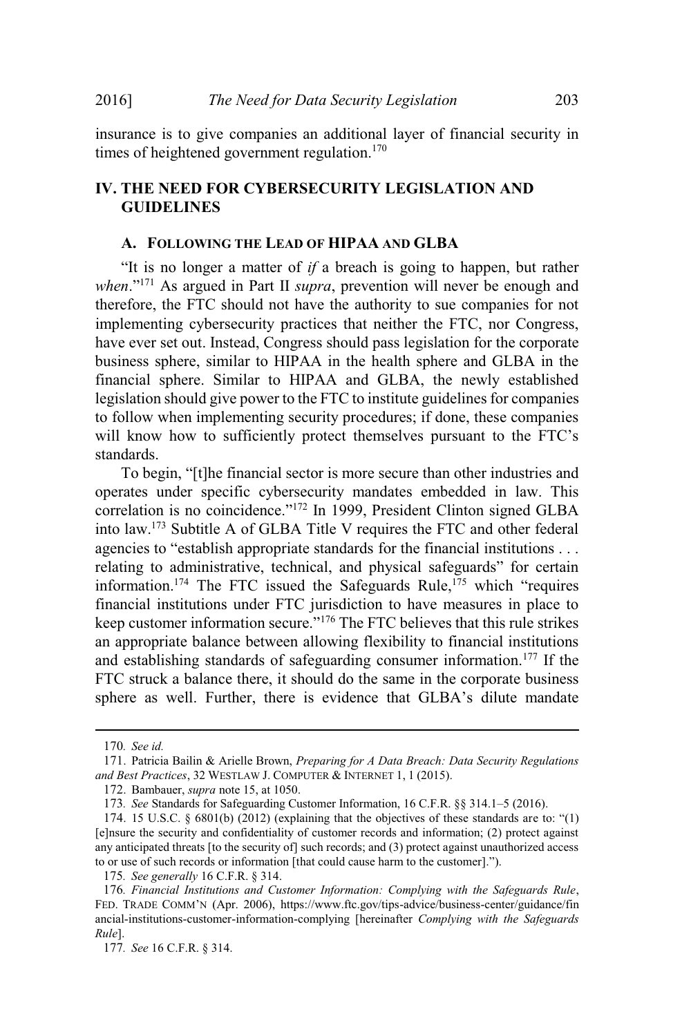insurance is to give companies an additional layer of financial security in times of heightened government regulation.[170]

## IV. THE NEED FOR CYBERSECURITY LEGISLATION AND GUIDELINES

### A. FOLLOWING THE LEAD OF HIPAA AND GLBA

"It is no longer a matter of *if* a breach is going to happen, but rather *when*."[171] As argued in Part II *supra*, prevention will never be enough and therefore, the FTC should not have the authority to sue companies for not implementing cybersecurity practices that neither the FTC, nor Congress, have ever set out. Instead, Congress should pass legislation for the corporate business sphere, similar to HIPAA in the health sphere and GLBA in the financial sphere. Similar to HIPAA and GLBA, the newly established legislation should give power to the FTC to institute guidelines for companies to follow when implementing security procedures; if done, these companies will know how to sufficiently protect themselves pursuant to the FTC's standards.

To begin, "[t]he financial sector is more secure than other industries and operates under specific cybersecurity mandates embedded in law. This correlation is no coincidence."[172] In 1999, President Clinton signed GLBA into law.[173] Subtitle A of GLBA Title V requires the FTC and other federal agencies to "establish appropriate standards for the financial institutions . . . relating to administrative, technical, and physical safeguards" for certain information.[174] The FTC issued the Safeguards Rule,[175] which "requires financial institutions under FTC jurisdiction to have measures in place to keep customer information secure."[176] The FTC believes that this rule strikes an appropriate balance between allowing flexibility to financial institutions and establishing standards of safeguarding consumer information.[177] If the FTC struck a balance there, it should do the same in the corporate business sphere as well. Further, there is evidence that GLBA's dilute mandate

---

170. *See id.*

171. Patricia Bailin & Arielle Brown, *Preparing for A Data Breach: Data Security Regulations and Best Practices*, 32 WESTLAW J. COMPUTER & INTERNET 1, 1 (2015).

172. Bambauer, *supra* note 15, at 1050.

173. *See* Standards for Safeguarding Customer Information, 16 C.F.R. §§ 314.1–5 (2016).

174. 15 U.S.C. § 6801(b) (2012) (explaining that the objectives of these standards are to: "(1) [e]nsure the security and confidentiality of customer records and information; (2) protect against any anticipated threats [to the security of] such records; and (3) protect against unauthorized access to or use of such records or information [that could cause harm to the customer].").

175. *See generally* 16 C.F.R. § 314.

176. *Financial Institutions and Customer Information: Complying with the Safeguards Rule*, FED. TRADE COMM'N (Apr. 2006), https://www.ftc.gov/tips-advice/business-center/guidance/financial-institutions-customer-information-complying [hereinafter *Complying with the Safeguards Rule*].

177. *See* 16 C.F.R. § 314.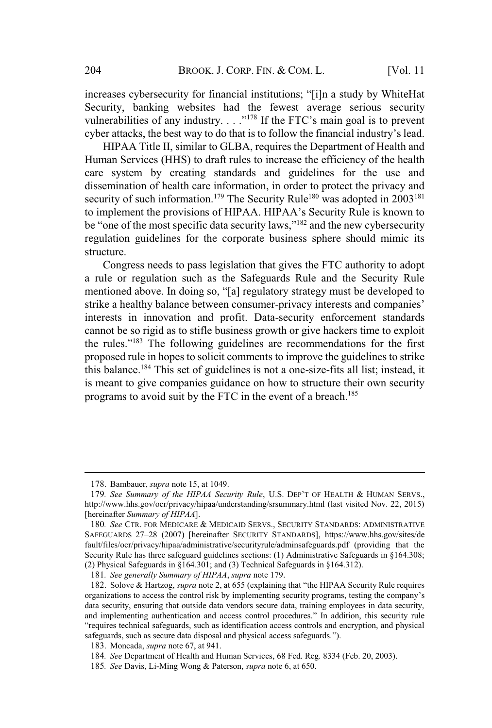increases cybersecurity for financial institutions; "[i]n a study by WhiteHat Security, banking websites had the fewest average serious security vulnerabilities of any industry. . . ."[178] If the FTC's main goal is to prevent cyber attacks, the best way to do that is to follow the financial industry's lead.

HIPAA Title II, similar to GLBA, requires the Department of Health and Human Services (HHS) to draft rules to increase the efficiency of the health care system by creating standards and guidelines for the use and dissemination of health care information, in order to protect the privacy and security of such information.[179] The Security Rule[180] was adopted in 2003[181] to implement the provisions of HIPAA. HIPAA's Security Rule is known to be "one of the most specific data security laws,"[182] and the new cybersecurity regulation guidelines for the corporate business sphere should mimic its structure.

Congress needs to pass legislation that gives the FTC authority to adopt a rule or regulation such as the Safeguards Rule and the Security Rule mentioned above. In doing so, "[a] regulatory strategy must be developed to strike a healthy balance between consumer-privacy interests and companies' interests in innovation and profit. Data-security enforcement standards cannot be so rigid as to stifle business growth or give hackers time to exploit the rules."[183] The following guidelines are recommendations for the first proposed rule in hopes to solicit comments to improve the guidelines to strike this balance.[184] This set of guidelines is not a one-size-fits all list; instead, it is meant to give companies guidance on how to structure their own security programs to avoid suit by the FTC in the event of a breach.[185]

---

178. Bambauer, *supra* note 15, at 1049.

179. *See Summary of the HIPAA Security Rule*, U.S. DEP'T OF HEALTH & HUMAN SERVS., http://www.hhs.gov/ocr/privacy/hipaa/understanding/srsummary.html (last visited Nov. 22, 2015) [hereinafter *Summary of HIPAA*].

180. *See* CTR. FOR MEDICARE & MEDICAID SERVS., SECURITY STANDARDS: ADMINISTRATIVE SAFEGUARDS 27–28 (2007) [hereinafter SECURITY STANDARDS], https://www.hhs.gov/sites/default/files/ocr/privacy/hipaa/administrative/securityrule/adminsafeguards.pdf (providing that the Security Rule has three safeguard guidelines sections: (1) Administrative Safeguards in §164.308; (2) Physical Safeguards in §164.301; and (3) Technical Safeguards in §164.312).

181. *See generally Summary of HIPAA*, *supra* note 179.

182. Solove & Hartzog, *supra* note 2, at 655 (explaining that "the HIPAA Security Rule requires organizations to access the control risk by implementing security programs, testing the company's data security, ensuring that outside data vendors secure data, training employees in data security, and implementing authentication and access control procedures." In addition, this security rule "requires technical safeguards, such as identification access controls and encryption, and physical safeguards, such as secure data disposal and physical access safeguards.").

183. Moncada, *supra* note 67, at 941.

184. *See* Department of Health and Human Services, 68 Fed. Reg. 8334 (Feb. 20, 2003).

185. *See* Davis, Li-Ming Wong & Paterson, *supra* note 6, at 650.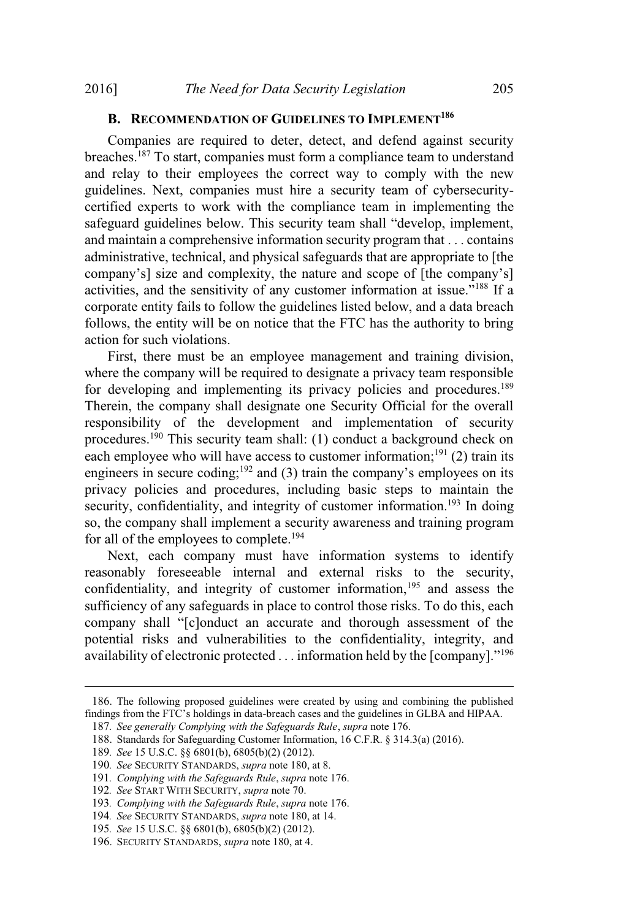### B. Recommendation of Guidelines to Implement[186]

Companies are required to deter, detect, and defend against security breaches.[187] To start, companies must form a compliance team to understand and relay to their employees the correct way to comply with the new guidelines. Next, companies must hire a security team of cybersecurity-certified experts to work with the compliance team in implementing the safeguard guidelines below. This security team shall "develop, implement, and maintain a comprehensive information security program that . . . contains administrative, technical, and physical safeguards that are appropriate to [the company's] size and complexity, the nature and scope of [the company's] activities, and the sensitivity of any customer information at issue."[188] If a corporate entity fails to follow the guidelines listed below, and a data breach follows, the entity will be on notice that the FTC has the authority to bring action for such violations.

First, there must be an employee management and training division, where the company will be required to designate a privacy team responsible for developing and implementing its privacy policies and procedures.[189] Therein, the company shall designate one Security Official for the overall responsibility of the development and implementation of security procedures.[190] This security team shall: (1) conduct a background check on each employee who will have access to customer information;[191] (2) train its engineers in secure coding;[192] and (3) train the company's employees on its privacy policies and procedures, including basic steps to maintain the security, confidentiality, and integrity of customer information.[193] In doing so, the company shall implement a security awareness and training program for all of the employees to complete.[194]

Next, each company must have information systems to identify reasonably foreseeable internal and external risks to the security, confidentiality, and integrity of customer information,[195] and assess the sufficiency of any safeguards in place to control those risks. To do this, each company shall "[c]onduct an accurate and thorough assessment of the potential risks and vulnerabilities to the confidentiality, integrity, and availability of electronic protected . . . information held by the [company]."[196]

---

186. The following proposed guidelines were created by using and combining the published findings from the FTC's holdings in data-breach cases and the guidelines in GLBA and HIPAA.

187. *See generally Complying with the Safeguards Rule*, *supra* note 176.

188. Standards for Safeguarding Customer Information, 16 C.F.R. § 314.3(a) (2016).

189. *See* 15 U.S.C. §§ 6801(b), 6805(b)(2) (2012).

190. *See* SECURITY STANDARDS, *supra* note 180, at 8.

191. *Complying with the Safeguards Rule*, *supra* note 176.

192. *See* START WITH SECURITY, *supra* note 70.

193. *Complying with the Safeguards Rule*, *supra* note 176.

194. *See* SECURITY STANDARDS, *supra* note 180, at 14.

195. *See* 15 U.S.C. §§ 6801(b), 6805(b)(2) (2012).

196. SECURITY STANDARDS, *supra* note 180, at 4.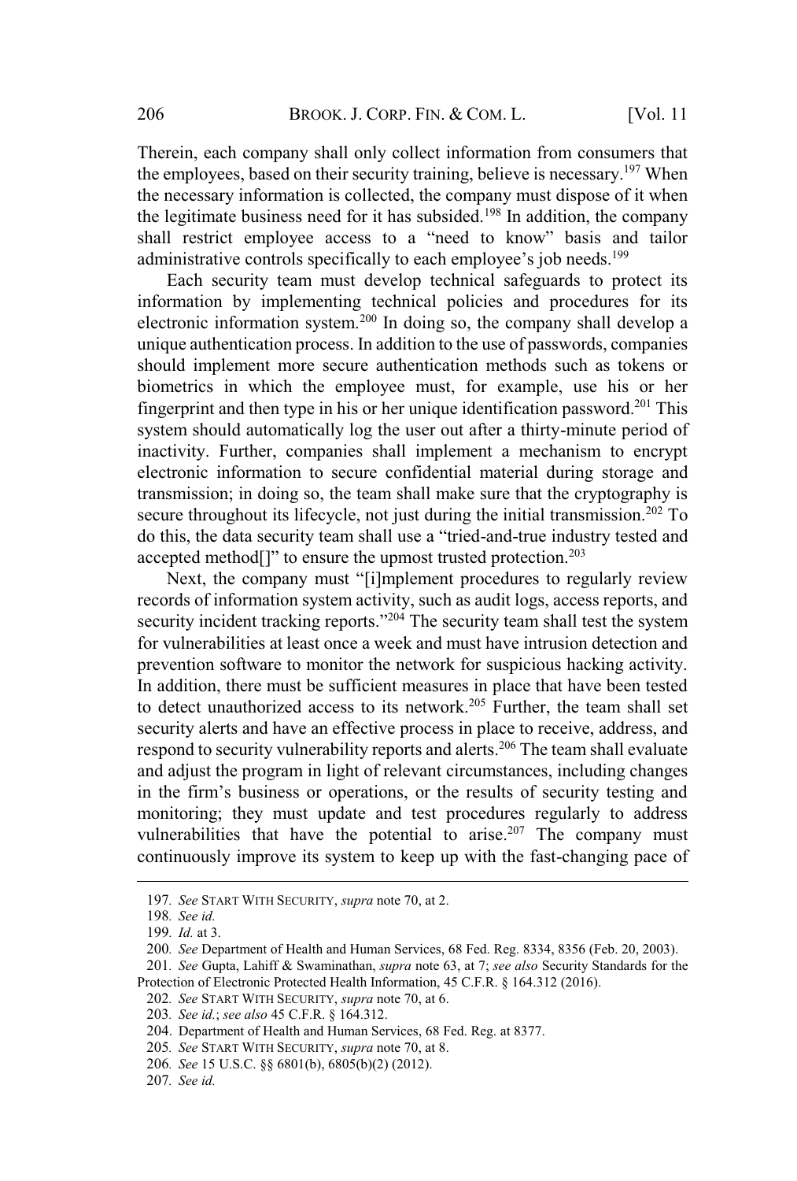Therein, each company shall only collect information from consumers that the employees, based on their security training, believe is necessary.[197] When the necessary information is collected, the company must dispose of it when the legitimate business need for it has subsided.[198] In addition, the company shall restrict employee access to a "need to know" basis and tailor administrative controls specifically to each employee's job needs.[199]

Each security team must develop technical safeguards to protect its information by implementing technical policies and procedures for its electronic information system.[200] In doing so, the company shall develop a unique authentication process. In addition to the use of passwords, companies should implement more secure authentication methods such as tokens or biometrics in which the employee must, for example, use his or her fingerprint and then type in his or her unique identification password.[201] This system should automatically log the user out after a thirty-minute period of inactivity. Further, companies shall implement a mechanism to encrypt electronic information to secure confidential material during storage and transmission; in doing so, the team shall make sure that the cryptography is secure throughout its lifecycle, not just during the initial transmission.[202] To do this, the data security team shall use a "tried-and-true industry tested and accepted method[]" to ensure the upmost trusted protection.[203]

Next, the company must "[i]mplement procedures to regularly review records of information system activity, such as audit logs, access reports, and security incident tracking reports."[204] The security team shall test the system for vulnerabilities at least once a week and must have intrusion detection and prevention software to monitor the network for suspicious hacking activity. In addition, there must be sufficient measures in place that have been tested to detect unauthorized access to its network.[205] Further, the team shall set security alerts and have an effective process in place to receive, address, and respond to security vulnerability reports and alerts.[206] The team shall evaluate and adjust the program in light of relevant circumstances, including changes in the firm's business or operations, or the results of security testing and monitoring; they must update and test procedures regularly to address vulnerabilities that have the potential to arise.[207] The company must continuously improve its system to keep up with the fast-changing pace of

---

197. *See* START WITH SECURITY, *supra* note 70, at 2.

198. *See id.*

199. *Id.* at 3.

200. *See* Department of Health and Human Services, 68 Fed. Reg. 8334, 8356 (Feb. 20, 2003).

201. *See* Gupta, Lahiff & Swaminathan, *supra* note 63, at 7; *see also* Security Standards for the Protection of Electronic Protected Health Information, 45 C.F.R. § 164.312 (2016).

202. *See* START WITH SECURITY, *supra* note 70, at 6.

203. *See id.*; *see also* 45 C.F.R. § 164.312.

204. Department of Health and Human Services, 68 Fed. Reg. at 8377.

205. *See* START WITH SECURITY, *supra* note 70, at 8.

206. *See* 15 U.S.C. §§ 6801(b), 6805(b)(2) (2012).

207. *See id.*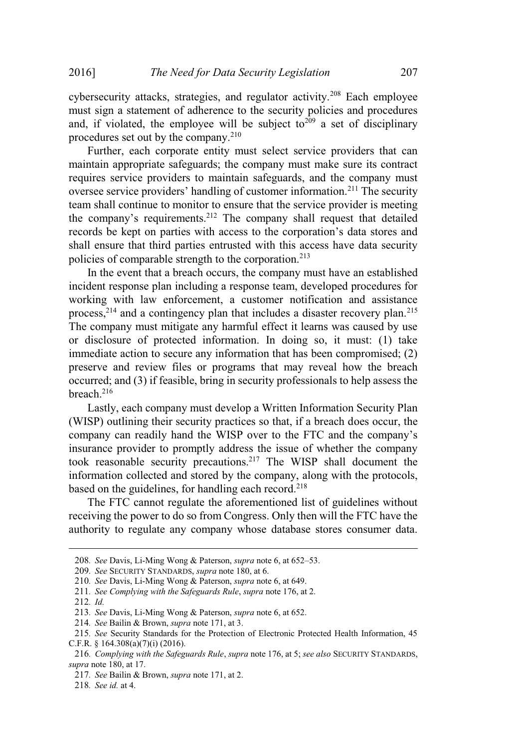cybersecurity attacks, strategies, and regulator activity.[208] Each employee must sign a statement of adherence to the security policies and procedures and, if violated, the employee will be subject to[209] a set of disciplinary procedures set out by the company.[210]

Further, each corporate entity must select service providers that can maintain appropriate safeguards; the company must make sure its contract requires service providers to maintain safeguards, and the company must oversee service providers' handling of customer information.[211] The security team shall continue to monitor to ensure that the service provider is meeting the company's requirements.[212] The company shall request that detailed records be kept on parties with access to the corporation's data stores and shall ensure that third parties entrusted with this access have data security policies of comparable strength to the corporation.[213]

In the event that a breach occurs, the company must have an established incident response plan including a response team, developed procedures for working with law enforcement, a customer notification and assistance process,[214] and a contingency plan that includes a disaster recovery plan.[215] The company must mitigate any harmful effect it learns was caused by use or disclosure of protected information. In doing so, it must: (1) take immediate action to secure any information that has been compromised; (2) preserve and review files or programs that may reveal how the breach occurred; and (3) if feasible, bring in security professionals to help assess the breach.[216]

Lastly, each company must develop a Written Information Security Plan (WISP) outlining their security practices so that, if a breach does occur, the company can readily hand the WISP over to the FTC and the company's insurance provider to promptly address the issue of whether the company took reasonable security precautions.[217] The WISP shall document the information collected and stored by the company, along with the protocols, based on the guidelines, for handling each record.[218]

The FTC cannot regulate the aforementioned list of guidelines without receiving the power to do so from Congress. Only then will the FTC have the authority to regulate any company whose database stores consumer data.

---

208. *See* Davis, Li-Ming Wong & Paterson, *supra* note 6, at 652–53.

209. *See* SECURITY STANDARDS, *supra* note 180, at 6.

210. *See* Davis, Li-Ming Wong & Paterson, *supra* note 6, at 649.

211. *See Complying with the Safeguards Rule*, *supra* note 176, at 2.

212. *Id.*

213. *See* Davis, Li-Ming Wong & Paterson, *supra* note 6, at 652.

214. *See* Bailin & Brown, *supra* note 171, at 3.

215. *See* Security Standards for the Protection of Electronic Protected Health Information, 45 C.F.R. § 164.308(a)(7)(i) (2016).

216. *Complying with the Safeguards Rule*, *supra* note 176, at 5; *see also* SECURITY STANDARDS, *supra* note 180, at 17.

217. *See* Bailin & Brown, *supra* note 171, at 2.

218. *See id.* at 4.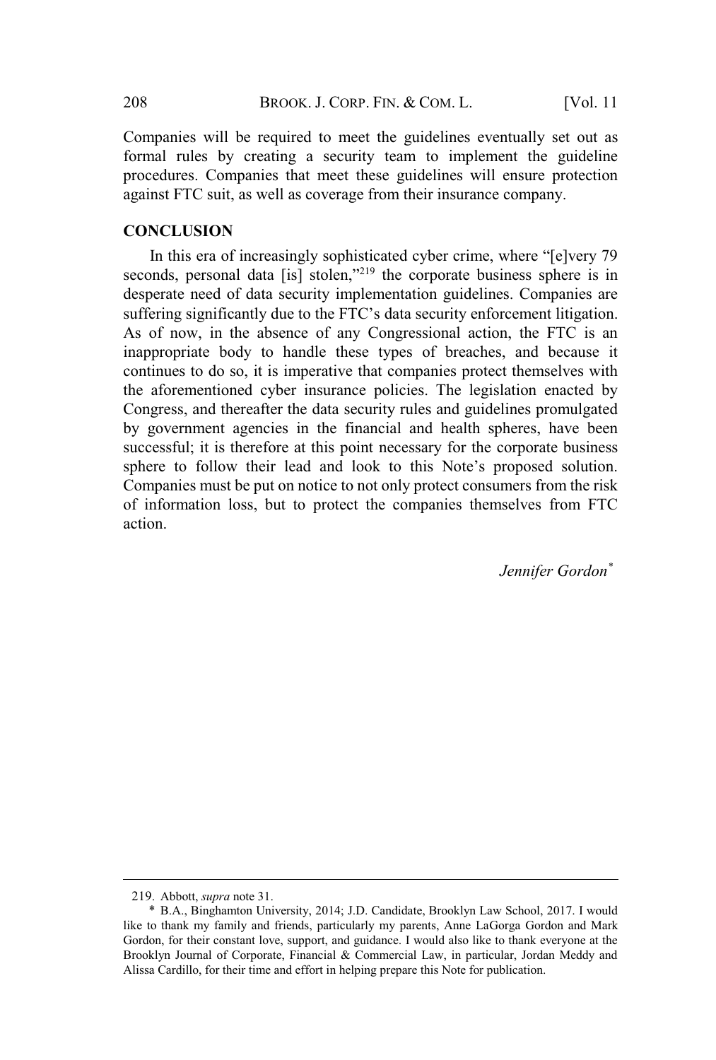Companies will be required to meet the guidelines eventually set out as formal rules by creating a security team to implement the guideline procedures. Companies that meet these guidelines will ensure protection against FTC suit, as well as coverage from their insurance company.

## CONCLUSION

In this era of increasingly sophisticated cyber crime, where "[e]very 79 seconds, personal data [is] stolen,"[219] the corporate business sphere is in desperate need of data security implementation guidelines. Companies are suffering significantly due to the FTC's data security enforcement litigation. As of now, in the absence of any Congressional action, the FTC is an inappropriate body to handle these types of breaches, and because it continues to do so, it is imperative that companies protect themselves with the aforementioned cyber insurance policies. The legislation enacted by Congress, and thereafter the data security rules and guidelines promulgated by government agencies in the financial and health spheres, have been successful; it is therefore at this point necessary for the corporate business sphere to follow their lead and look to this Note's proposed solution. Companies must be put on notice to not only protect consumers from the risk of information loss, but to protect the companies themselves from FTC action.

*Jennifer Gordon*[*]

---

219. Abbott, *supra* note 31.

\* B.A., Binghamton University, 2014; J.D. Candidate, Brooklyn Law School, 2017. I would like to thank my family and friends, particularly my parents, Anne LaGorga Gordon and Mark Gordon, for their constant love, support, and guidance. I would also like to thank everyone at the Brooklyn Journal of Corporate, Financial & Commercial Law, in particular, Jordan Meddy and Alissa Cardillo, for their time and effort in helping prepare this Note for publication.